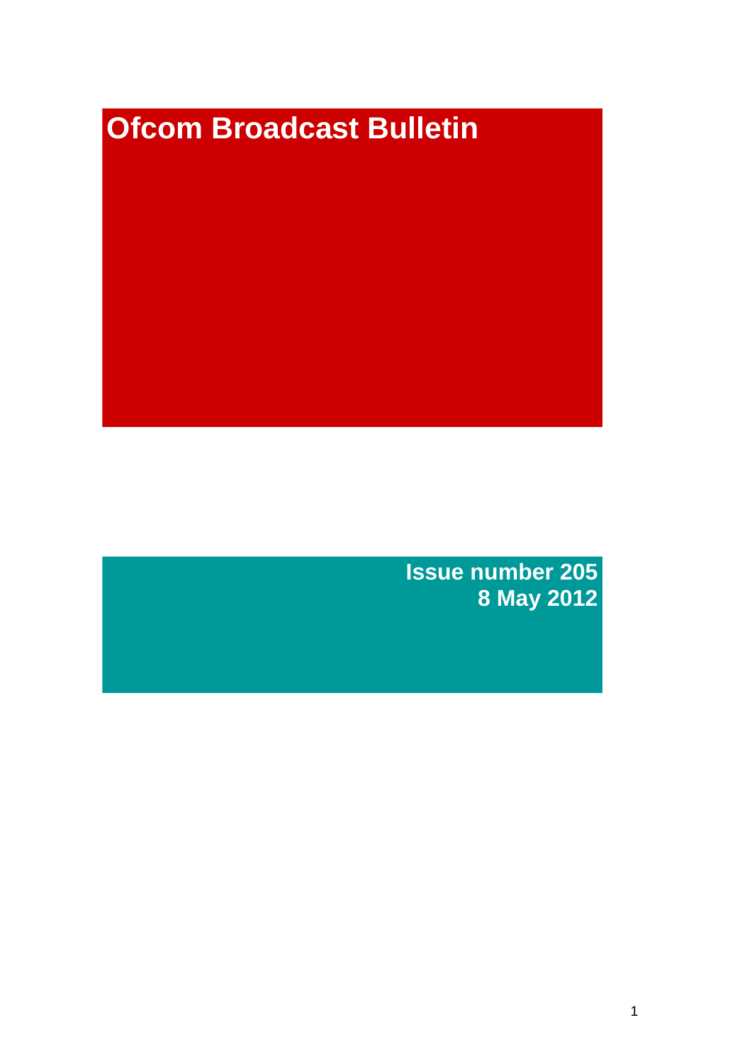# Ofcom Broadcast Bulletin

**Issue number 205**
**8 May 2012**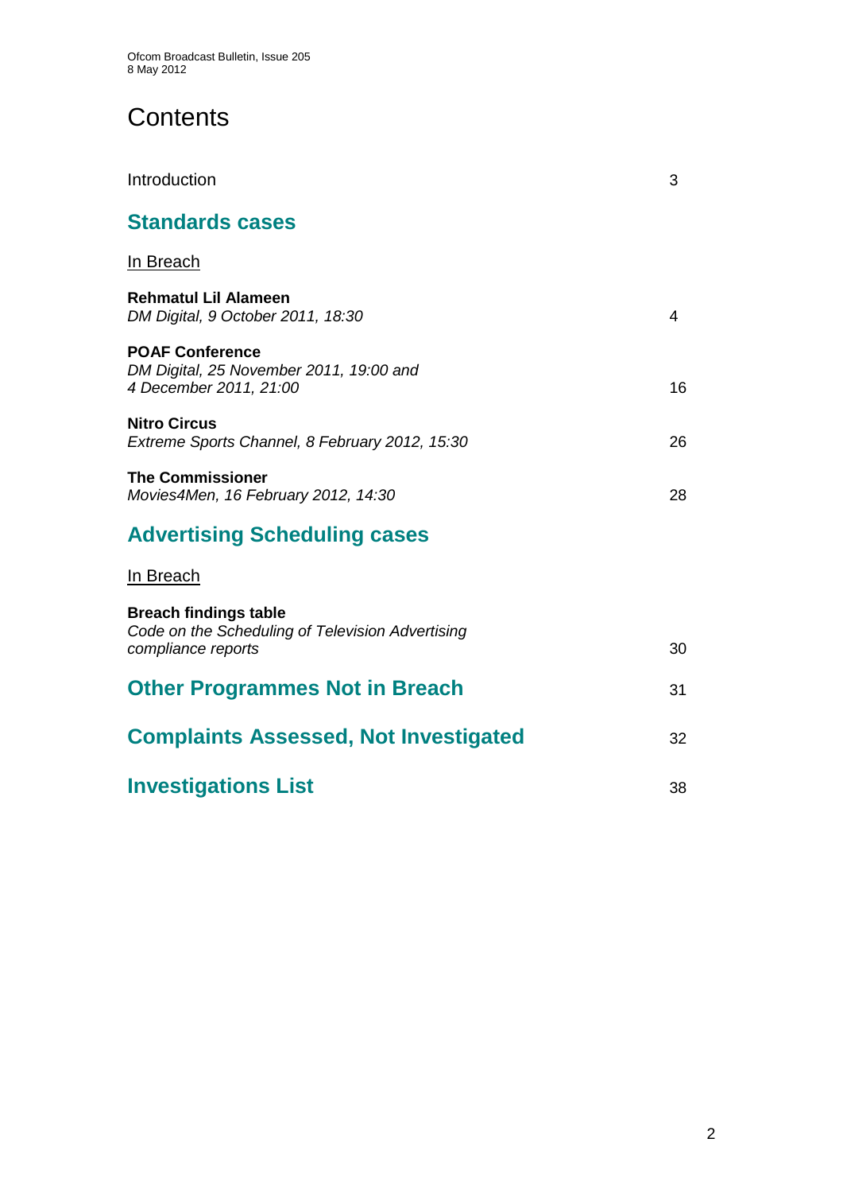# Contents

Introduction 3

## Standards cases

In Breach

**Rehmatul Lil Alameen**
*DM Digital, 9 October 2011, 18:30* 4

**POAF Conference**
*DM Digital, 25 November 2011, 19:00 and 4 December 2011, 21:00* 16

**Nitro Circus**
*Extreme Sports Channel, 8 February 2012, 15:30* 26

**The Commissioner**
*Movies4Men, 16 February 2012, 14:30* 28

## Advertising Scheduling cases

In Breach

**Breach findings table**
*Code on the Scheduling of Television Advertising compliance reports* 30

## Other Programmes Not in Breach 31

## Complaints Assessed, Not Investigated 32

## Investigations List 38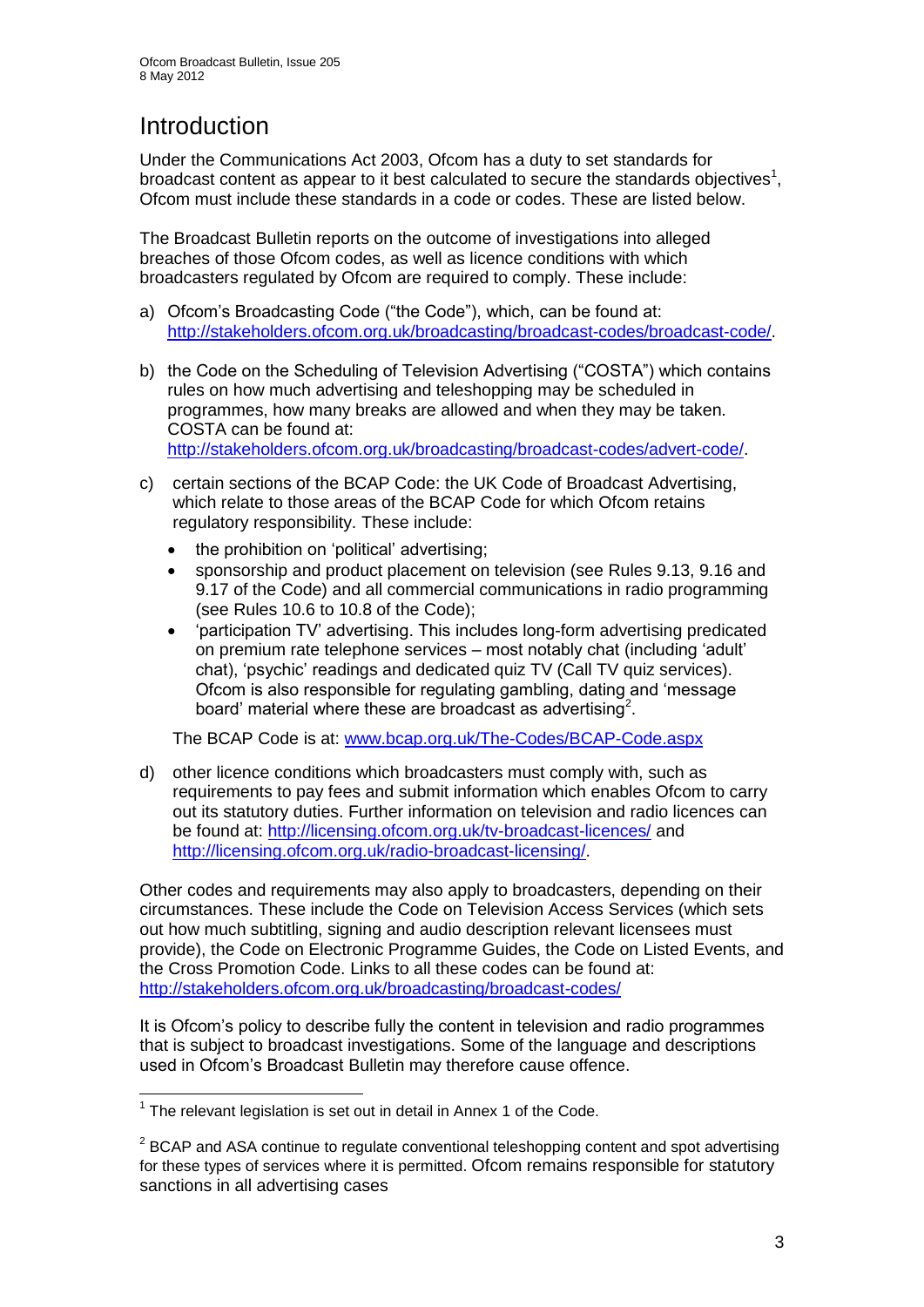# Introduction

Under the Communications Act 2003, Ofcom has a duty to set standards for broadcast content as appear to it best calculated to secure the standards objectives[1], Ofcom must include these standards in a code or codes. These are listed below.

The Broadcast Bulletin reports on the outcome of investigations into alleged breaches of those Ofcom codes, as well as licence conditions with which broadcasters regulated by Ofcom are required to comply. These include:

a) Ofcom's Broadcasting Code ("the Code"), which, can be found at: http://stakeholders.ofcom.org.uk/broadcasting/broadcast-codes/broadcast-code/.

b) the Code on the Scheduling of Television Advertising ("COSTA") which contains rules on how much advertising and teleshopping may be scheduled in programmes, how many breaks are allowed and when they may be taken. COSTA can be found at: http://stakeholders.ofcom.org.uk/broadcasting/broadcast-codes/advert-code/.

c) certain sections of the BCAP Code: the UK Code of Broadcast Advertising, which relate to those areas of the BCAP Code for which Ofcom retains regulatory responsibility. These include:

- the prohibition on 'political' advertising;
- sponsorship and product placement on television (see Rules 9.13, 9.16 and 9.17 of the Code) and all commercial communications in radio programming (see Rules 10.6 to 10.8 of the Code);
- 'participation TV' advertising. This includes long-form advertising predicated on premium rate telephone services – most notably chat (including 'adult' chat), 'psychic' readings and dedicated quiz TV (Call TV quiz services). Ofcom is also responsible for regulating gambling, dating and 'message board' material where these are broadcast as advertising[2].

The BCAP Code is at: www.bcap.org.uk/The-Codes/BCAP-Code.aspx

d) other licence conditions which broadcasters must comply with, such as requirements to pay fees and submit information which enables Ofcom to carry out its statutory duties. Further information on television and radio licences can be found at: http://licensing.ofcom.org.uk/tv-broadcast-licences/ and http://licensing.ofcom.org.uk/radio-broadcast-licensing/.

Other codes and requirements may also apply to broadcasters, depending on their circumstances. These include the Code on Television Access Services (which sets out how much subtitling, signing and audio description relevant licensees must provide), the Code on Electronic Programme Guides, the Code on Listed Events, and the Cross Promotion Code. Links to all these codes can be found at: http://stakeholders.ofcom.org.uk/broadcasting/broadcast-codes/

It is Ofcom's policy to describe fully the content in television and radio programmes that is subject to broadcast investigations. Some of the language and descriptions used in Ofcom's Broadcast Bulletin may therefore cause offence.

---

[1] The relevant legislation is set out in detail in Annex 1 of the Code.

[2] BCAP and ASA continue to regulate conventional teleshopping content and spot advertising for these types of services where it is permitted. Ofcom remains responsible for statutory sanctions in all advertising cases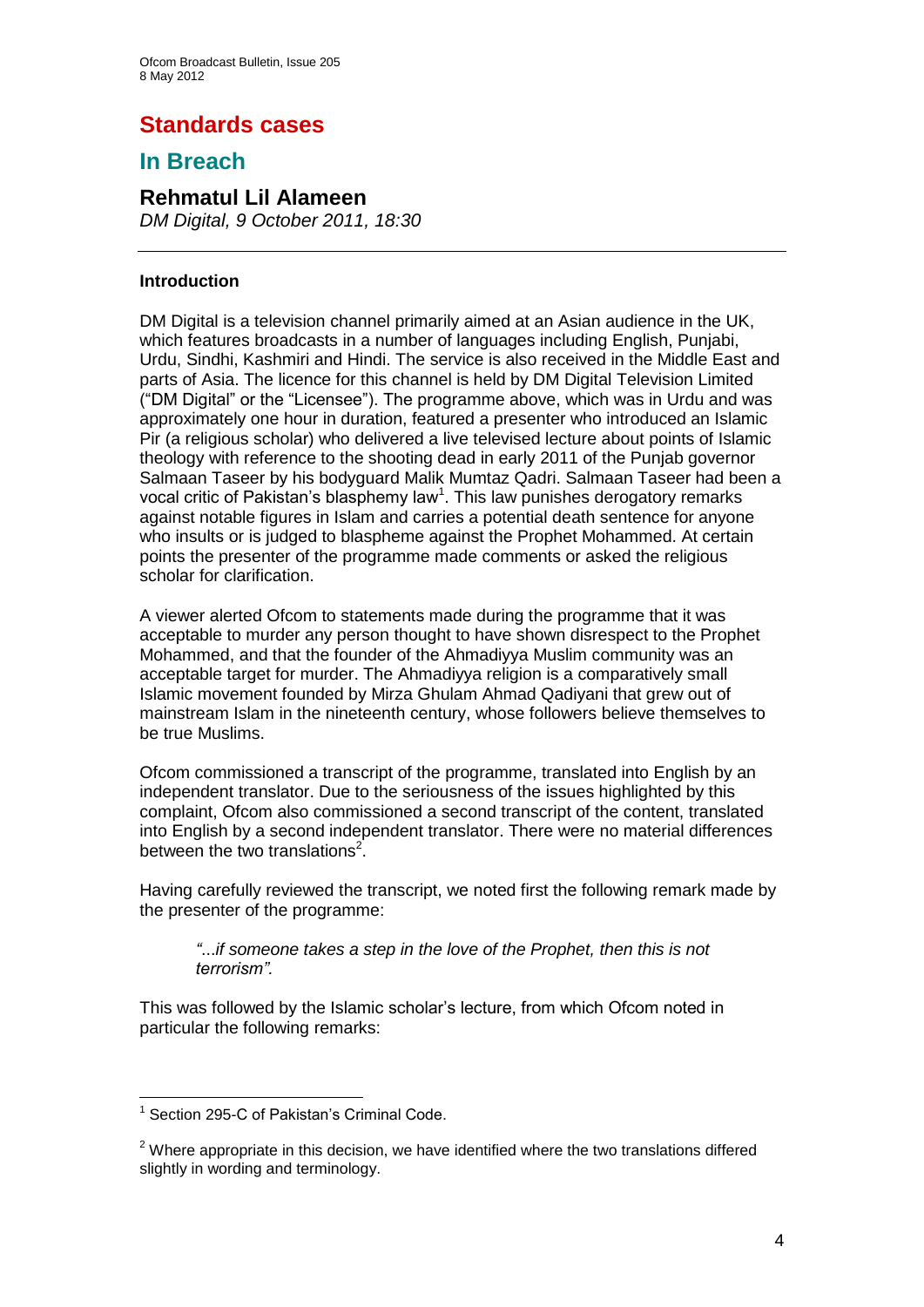# Standards cases

## In Breach

### Rehmatul Lil Alameen

*DM Digital, 9 October 2011, 18:30*

---

#### Introduction

DM Digital is a television channel primarily aimed at an Asian audience in the UK, which features broadcasts in a number of languages including English, Punjabi, Urdu, Sindhi, Kashmiri and Hindi. The service is also received in the Middle East and parts of Asia. The licence for this channel is held by DM Digital Television Limited ("DM Digital" or the "Licensee"). The programme above, which was in Urdu and was approximately one hour in duration, featured a presenter who introduced an Islamic Pir (a religious scholar) who delivered a live televised lecture about points of Islamic theology with reference to the shooting dead in early 2011 of the Punjab governor Salmaan Taseer by his bodyguard Malik Mumtaz Qadri. Salmaan Taseer had been a vocal critic of Pakistan's blasphemy law[1]. This law punishes derogatory remarks against notable figures in Islam and carries a potential death sentence for anyone who insults or is judged to blaspheme against the Prophet Mohammed. At certain points the presenter of the programme made comments or asked the religious scholar for clarification.

A viewer alerted Ofcom to statements made during the programme that it was acceptable to murder any person thought to have shown disrespect to the Prophet Mohammed, and that the founder of the Ahmadiyya Muslim community was an acceptable target for murder. The Ahmadiyya religion is a comparatively small Islamic movement founded by Mirza Ghulam Ahmad Qadiyani that grew out of mainstream Islam in the nineteenth century, whose followers believe themselves to be true Muslims.

Ofcom commissioned a transcript of the programme, translated into English by an independent translator. Due to the seriousness of the issues highlighted by this complaint, Ofcom also commissioned a second transcript of the content, translated into English by a second independent translator. There were no material differences between the two translations[2].

Having carefully reviewed the transcript, we noted first the following remark made by the presenter of the programme:

> *"...if someone takes a step in the love of the Prophet, then this is not terrorism".*

This was followed by the Islamic scholar's lecture, from which Ofcom noted in particular the following remarks:

---

[1] Section 295-C of Pakistan's Criminal Code.

[2] Where appropriate in this decision, we have identified where the two translations differed slightly in wording and terminology.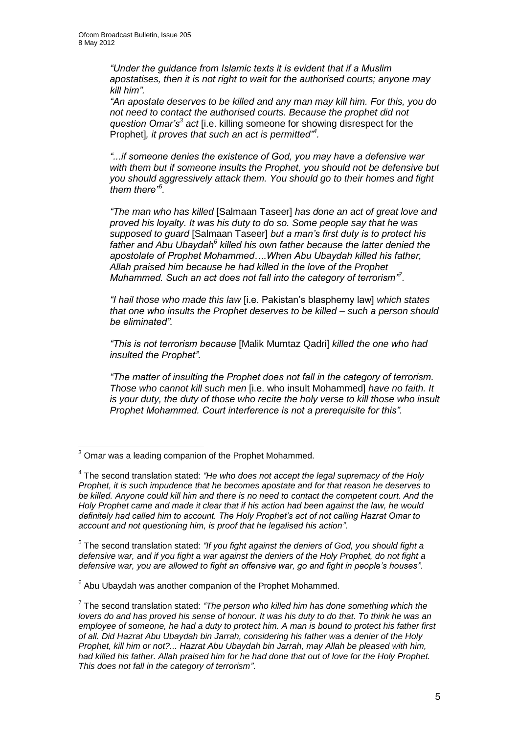*"Under the guidance from Islamic texts it is evident that if a Muslim apostatises, then it is not right to wait for the authorised courts; anyone may kill him".*

*"An apostate deserves to be killed and any man may kill him. For this, you do not need to contact the authorised courts. Because the prophet did not question Omar's*[3] *act* [i.e. killing someone for showing disrespect for the Prophet]*, it proves that such an act is permitted"*[4].

*"...if someone denies the existence of God, you may have a defensive war with them but if someone insults the Prophet, you should not be defensive but you should aggressively attack them. You should go to their homes and fight them there"*[5].

*"The man who has killed* [Salmaan Taseer] *has done an act of great love and proved his loyalty. It was his duty to do so. Some people say that he was supposed to guard* [Salmaan Taseer] *but a man's first duty is to protect his father and Abu Ubaydah*[6] *killed his own father because the latter denied the apostolate of Prophet Mohammed….When Abu Ubaydah killed his father, Allah praised him because he had killed in the love of the Prophet Muhammed. Such an act does not fall into the category of terrorism"*[7].

*"I hail those who made this law* [i.e. Pakistan's blasphemy law] *which states that one who insults the Prophet deserves to be killed – such a person should be eliminated".*

*"This is not terrorism because* [Malik Mumtaz Qadri] *killed the one who had insulted the Prophet".*

*"The matter of insulting the Prophet does not fall in the category of terrorism. Those who cannot kill such men* [i.e. who insult Mohammed] *have no faith. It is your duty, the duty of those who recite the holy verse to kill those who insult Prophet Mohammed. Court interference is not a prerequisite for this".*

---

[3] Omar was a leading companion of the Prophet Mohammed.

[4] The second translation stated: *"He who does not accept the legal supremacy of the Holy Prophet, it is such impudence that he becomes apostate and for that reason he deserves to be killed. Anyone could kill him and there is no need to contact the competent court. And the Holy Prophet came and made it clear that if his action had been against the law, he would definitely had called him to account. The Holy Prophet's act of not calling Hazrat Omar to account and not questioning him, is proof that he legalised his action"*.

[5] The second translation stated: *"If you fight against the deniers of God, you should fight a defensive war, and if you fight a war against the deniers of the Holy Prophet, do not fight a defensive war, you are allowed to fight an offensive war, go and fight in people's houses"*.

[6] Abu Ubaydah was another companion of the Prophet Mohammed.

[7] The second translation stated: *"The person who killed him has done something which the lovers do and has proved his sense of honour. It was his duty to do that. To think he was an employee of someone, he had a duty to protect him. A man is bound to protect his father first of all. Did Hazrat Abu Ubaydah bin Jarrah, considering his father was a denier of the Holy Prophet, kill him or not?... Hazrat Abu Ubaydah bin Jarrah, may Allah be pleased with him, had killed his father. Allah praised him for he had done that out of love for the Holy Prophet. This does not fall in the category of terrorism"*.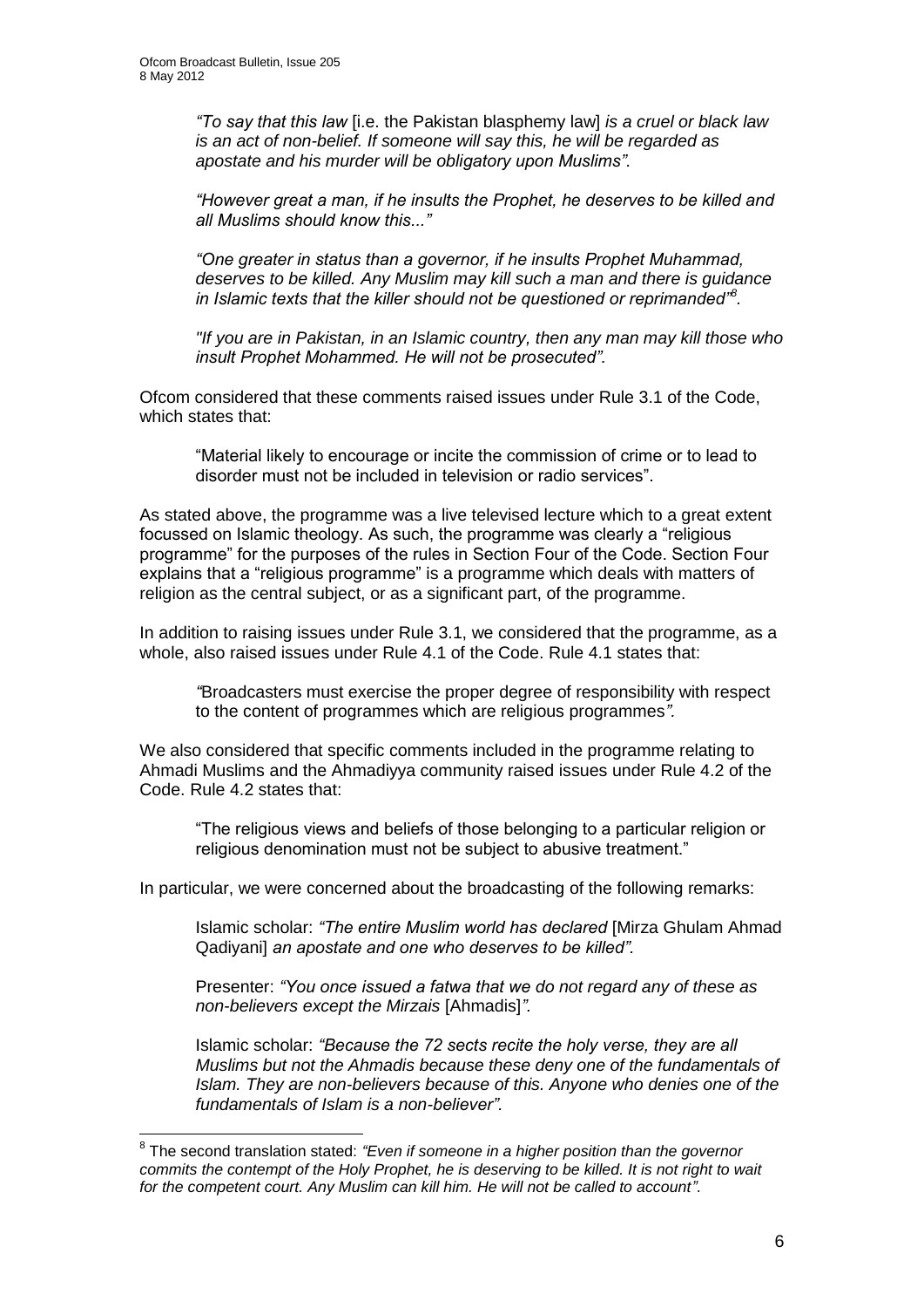> *"To say that this law* [i.e. the Pakistan blasphemy law] *is a cruel or black law is an act of non-belief. If someone will say this, he will be regarded as apostate and his murder will be obligatory upon Muslims".*
>
> *"However great a man, if he insults the Prophet, he deserves to be killed and all Muslims should know this..."*
>
> *"One greater in status than a governor, if he insults Prophet Muhammad, deserves to be killed. Any Muslim may kill such a man and there is guidance in Islamic texts that the killer should not be questioned or reprimanded"*[8].
>
> *"If you are in Pakistan, in an Islamic country, then any man may kill those who insult Prophet Mohammed. He will not be prosecuted".*

Ofcom considered that these comments raised issues under Rule 3.1 of the Code, which states that:

> "Material likely to encourage or incite the commission of crime or to lead to disorder must not be included in television or radio services".

As stated above, the programme was a live televised lecture which to a great extent focussed on Islamic theology. As such, the programme was clearly a "religious programme" for the purposes of the rules in Section Four of the Code. Section Four explains that a "religious programme" is a programme which deals with matters of religion as the central subject, or as a significant part, of the programme.

In addition to raising issues under Rule 3.1, we considered that the programme, as a whole, also raised issues under Rule 4.1 of the Code. Rule 4.1 states that:

> *"*Broadcasters must exercise the proper degree of responsibility with respect to the content of programmes which are religious programmes*".*

We also considered that specific comments included in the programme relating to Ahmadi Muslims and the Ahmadiyya community raised issues under Rule 4.2 of the Code. Rule 4.2 states that:

> "The religious views and beliefs of those belonging to a particular religion or religious denomination must not be subject to abusive treatment."

In particular, we were concerned about the broadcasting of the following remarks:

> Islamic scholar: *"The entire Muslim world has declared* [Mirza Ghulam Ahmad Qadiyani] *an apostate and one who deserves to be killed".*
>
> Presenter: *"You once issued a fatwa that we do not regard any of these as non-believers except the Mirzais* [Ahmadis]*".*
>
> Islamic scholar: *"Because the 72 sects recite the holy verse, they are all Muslims but not the Ahmadis because these deny one of the fundamentals of Islam. They are non-believers because of this. Anyone who denies one of the fundamentals of Islam is a non-believer".*

---

[8] The second translation stated: *"Even if someone in a higher position than the governor commits the contempt of the Holy Prophet, he is deserving to be killed. It is not right to wait for the competent court. Any Muslim can kill him. He will not be called to account".*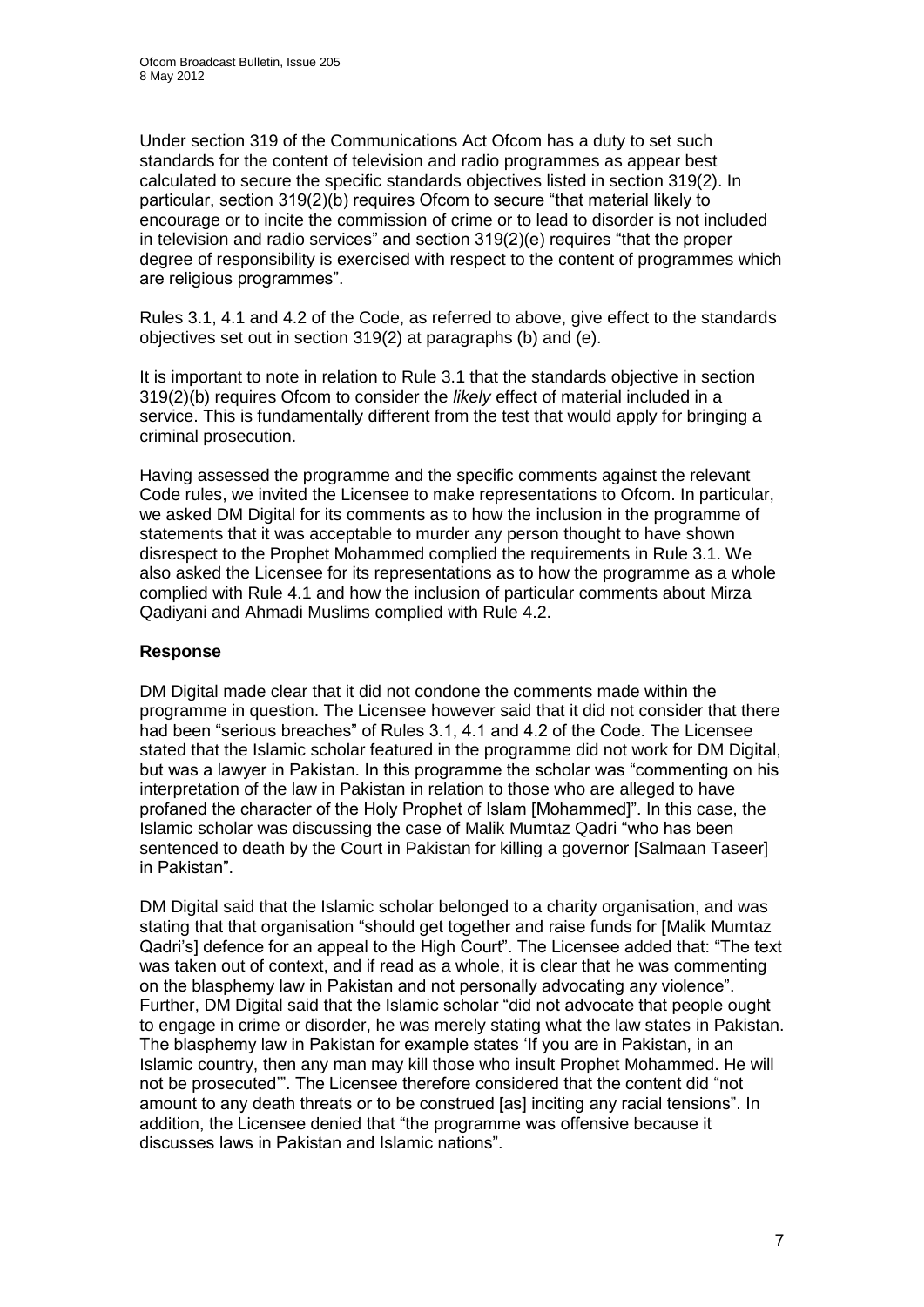Under section 319 of the Communications Act Ofcom has a duty to set such standards for the content of television and radio programmes as appear best calculated to secure the specific standards objectives listed in section 319(2). In particular, section 319(2)(b) requires Ofcom to secure "that material likely to encourage or to incite the commission of crime or to lead to disorder is not included in television and radio services" and section 319(2)(e) requires "that the proper degree of responsibility is exercised with respect to the content of programmes which are religious programmes".

Rules 3.1, 4.1 and 4.2 of the Code, as referred to above, give effect to the standards objectives set out in section 319(2) at paragraphs (b) and (e).

It is important to note in relation to Rule 3.1 that the standards objective in section 319(2)(b) requires Ofcom to consider the *likely* effect of material included in a service. This is fundamentally different from the test that would apply for bringing a criminal prosecution.

Having assessed the programme and the specific comments against the relevant Code rules, we invited the Licensee to make representations to Ofcom. In particular, we asked DM Digital for its comments as to how the inclusion in the programme of statements that it was acceptable to murder any person thought to have shown disrespect to the Prophet Mohammed complied the requirements in Rule 3.1. We also asked the Licensee for its representations as to how the programme as a whole complied with Rule 4.1 and how the inclusion of particular comments about Mirza Qadiyani and Ahmadi Muslims complied with Rule 4.2.

## Response

DM Digital made clear that it did not condone the comments made within the programme in question. The Licensee however said that it did not consider that there had been "serious breaches" of Rules 3.1, 4.1 and 4.2 of the Code. The Licensee stated that the Islamic scholar featured in the programme did not work for DM Digital, but was a lawyer in Pakistan. In this programme the scholar was "commenting on his interpretation of the law in Pakistan in relation to those who are alleged to have profaned the character of the Holy Prophet of Islam [Mohammed]". In this case, the Islamic scholar was discussing the case of Malik Mumtaz Qadri "who has been sentenced to death by the Court in Pakistan for killing a governor [Salmaan Taseer] in Pakistan".

DM Digital said that the Islamic scholar belonged to a charity organisation, and was stating that that organisation "should get together and raise funds for [Malik Mumtaz Qadri's] defence for an appeal to the High Court". The Licensee added that: "The text was taken out of context, and if read as a whole, it is clear that he was commenting on the blasphemy law in Pakistan and not personally advocating any violence". Further, DM Digital said that the Islamic scholar "did not advocate that people ought to engage in crime or disorder, he was merely stating what the law states in Pakistan. The blasphemy law in Pakistan for example states 'If you are in Pakistan, in an Islamic country, then any man may kill those who insult Prophet Mohammed. He will not be prosecuted'". The Licensee therefore considered that the content did "not amount to any death threats or to be construed [as] inciting any racial tensions". In addition, the Licensee denied that "the programme was offensive because it discusses laws in Pakistan and Islamic nations".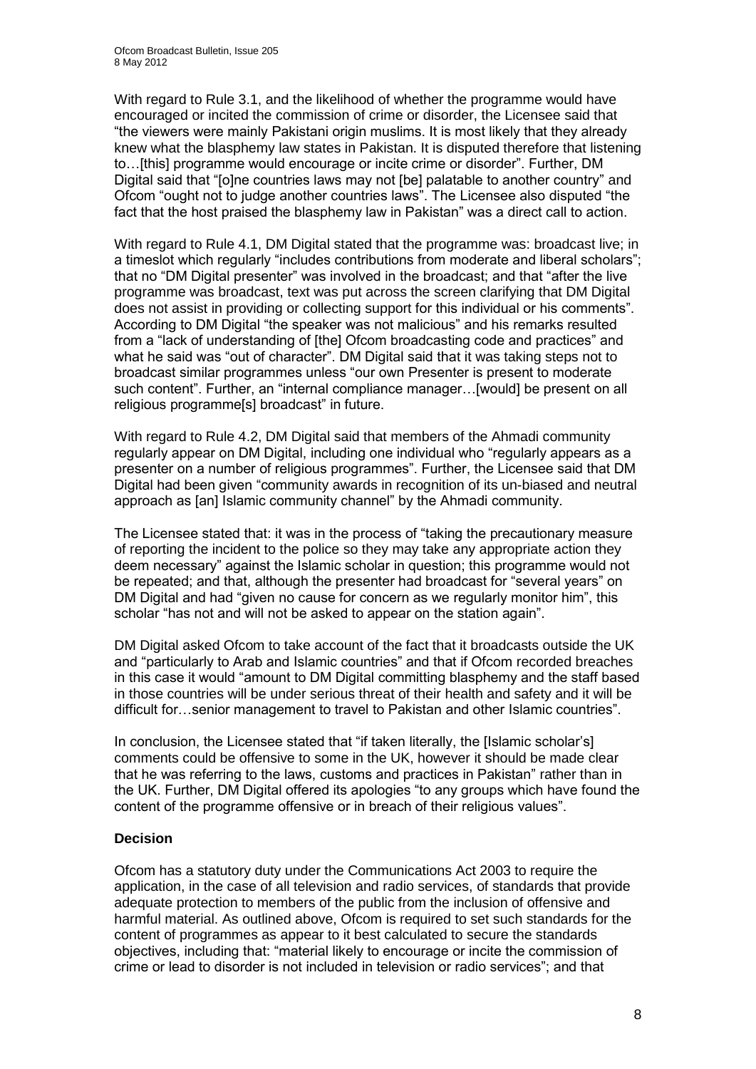With regard to Rule 3.1, and the likelihood of whether the programme would have encouraged or incited the commission of crime or disorder, the Licensee said that "the viewers were mainly Pakistani origin muslims. It is most likely that they already knew what the blasphemy law states in Pakistan. It is disputed therefore that listening to…[this] programme would encourage or incite crime or disorder". Further, DM Digital said that "[o]ne countries laws may not [be] palatable to another country" and Ofcom "ought not to judge another countries laws". The Licensee also disputed "the fact that the host praised the blasphemy law in Pakistan" was a direct call to action.

With regard to Rule 4.1, DM Digital stated that the programme was: broadcast live; in a timeslot which regularly "includes contributions from moderate and liberal scholars"; that no "DM Digital presenter" was involved in the broadcast; and that "after the live programme was broadcast, text was put across the screen clarifying that DM Digital does not assist in providing or collecting support for this individual or his comments". According to DM Digital "the speaker was not malicious" and his remarks resulted from a "lack of understanding of [the] Ofcom broadcasting code and practices" and what he said was "out of character". DM Digital said that it was taking steps not to broadcast similar programmes unless "our own Presenter is present to moderate such content". Further, an "internal compliance manager…[would] be present on all religious programme[s] broadcast" in future.

With regard to Rule 4.2, DM Digital said that members of the Ahmadi community regularly appear on DM Digital, including one individual who "regularly appears as a presenter on a number of religious programmes". Further, the Licensee said that DM Digital had been given "community awards in recognition of its un-biased and neutral approach as [an] Islamic community channel" by the Ahmadi community.

The Licensee stated that: it was in the process of "taking the precautionary measure of reporting the incident to the police so they may take any appropriate action they deem necessary" against the Islamic scholar in question; this programme would not be repeated; and that, although the presenter had broadcast for "several years" on DM Digital and had "given no cause for concern as we regularly monitor him", this scholar "has not and will not be asked to appear on the station again".

DM Digital asked Ofcom to take account of the fact that it broadcasts outside the UK and "particularly to Arab and Islamic countries" and that if Ofcom recorded breaches in this case it would "amount to DM Digital committing blasphemy and the staff based in those countries will be under serious threat of their health and safety and it will be difficult for…senior management to travel to Pakistan and other Islamic countries".

In conclusion, the Licensee stated that "if taken literally, the [Islamic scholar's] comments could be offensive to some in the UK, however it should be made clear that he was referring to the laws, customs and practices in Pakistan" rather than in the UK. Further, DM Digital offered its apologies "to any groups which have found the content of the programme offensive or in breach of their religious values".

### Decision

Ofcom has a statutory duty under the Communications Act 2003 to require the application, in the case of all television and radio services, of standards that provide adequate protection to members of the public from the inclusion of offensive and harmful material. As outlined above, Ofcom is required to set such standards for the content of programmes as appear to it best calculated to secure the standards objectives, including that: "material likely to encourage or incite the commission of crime or lead to disorder is not included in television or radio services"; and that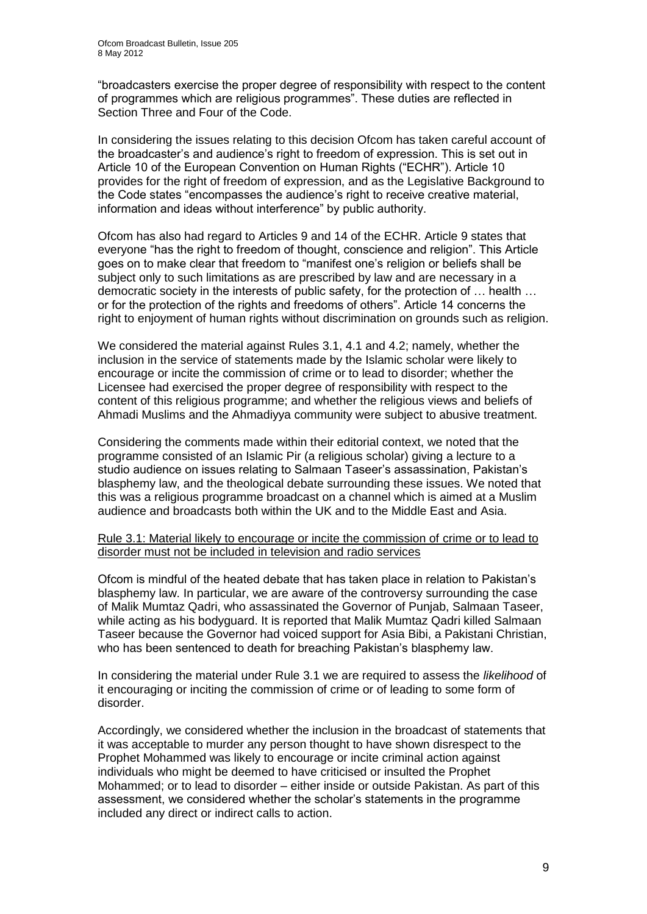"broadcasters exercise the proper degree of responsibility with respect to the content of programmes which are religious programmes". These duties are reflected in Section Three and Four of the Code.

In considering the issues relating to this decision Ofcom has taken careful account of the broadcaster's and audience's right to freedom of expression. This is set out in Article 10 of the European Convention on Human Rights ("ECHR"). Article 10 provides for the right of freedom of expression, and as the Legislative Background to the Code states "encompasses the audience's right to receive creative material, information and ideas without interference" by public authority.

Ofcom has also had regard to Articles 9 and 14 of the ECHR. Article 9 states that everyone "has the right to freedom of thought, conscience and religion". This Article goes on to make clear that freedom to "manifest one's religion or beliefs shall be subject only to such limitations as are prescribed by law and are necessary in a democratic society in the interests of public safety, for the protection of … health … or for the protection of the rights and freedoms of others". Article 14 concerns the right to enjoyment of human rights without discrimination on grounds such as religion.

We considered the material against Rules 3.1, 4.1 and 4.2; namely, whether the inclusion in the service of statements made by the Islamic scholar were likely to encourage or incite the commission of crime or to lead to disorder; whether the Licensee had exercised the proper degree of responsibility with respect to the content of this religious programme; and whether the religious views and beliefs of Ahmadi Muslims and the Ahmadiyya community were subject to abusive treatment.

Considering the comments made within their editorial context, we noted that the programme consisted of an Islamic Pir (a religious scholar) giving a lecture to a studio audience on issues relating to Salmaan Taseer's assassination, Pakistan's blasphemy law, and the theological debate surrounding these issues. We noted that this was a religious programme broadcast on a channel which is aimed at a Muslim audience and broadcasts both within the UK and to the Middle East and Asia.

Rule 3.1: Material likely to encourage or incite the commission of crime or to lead to disorder must not be included in television and radio services

Ofcom is mindful of the heated debate that has taken place in relation to Pakistan's blasphemy law. In particular, we are aware of the controversy surrounding the case of Malik Mumtaz Qadri, who assassinated the Governor of Punjab, Salmaan Taseer, while acting as his bodyguard. It is reported that Malik Mumtaz Qadri killed Salmaan Taseer because the Governor had voiced support for Asia Bibi, a Pakistani Christian, who has been sentenced to death for breaching Pakistan's blasphemy law.

In considering the material under Rule 3.1 we are required to assess the *likelihood* of it encouraging or inciting the commission of crime or of leading to some form of disorder.

Accordingly, we considered whether the inclusion in the broadcast of statements that it was acceptable to murder any person thought to have shown disrespect to the Prophet Mohammed was likely to encourage or incite criminal action against individuals who might be deemed to have criticised or insulted the Prophet Mohammed; or to lead to disorder – either inside or outside Pakistan. As part of this assessment, we considered whether the scholar's statements in the programme included any direct or indirect calls to action.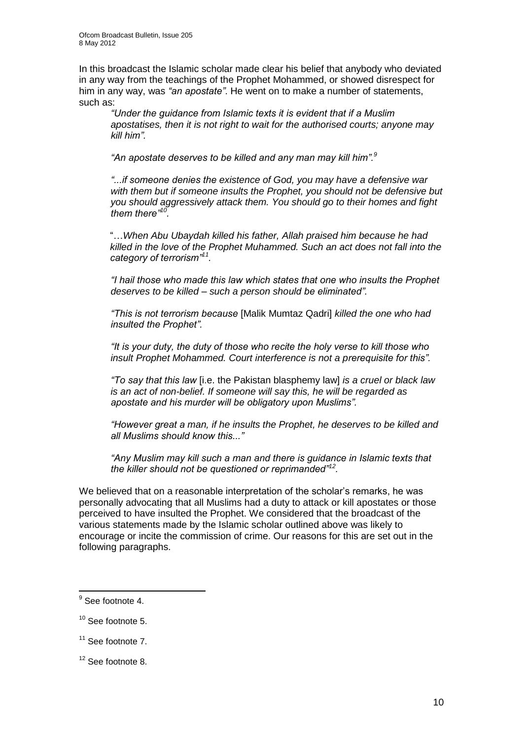In this broadcast the Islamic scholar made clear his belief that anybody who deviated in any way from the teachings of the Prophet Mohammed, or showed disrespect for him in any way, was *"an apostate"*. He went on to make a number of statements, such as:

> *"Under the guidance from Islamic texts it is evident that if a Muslim apostatises, then it is not right to wait for the authorised courts; anyone may kill him".*
>
> *"An apostate deserves to be killed and any man may kill him".*[9]
>
> *"...if someone denies the existence of God, you may have a defensive war with them but if someone insults the Prophet, you should not be defensive but you should aggressively attack them. You should go to their homes and fight them there"*[10].
>
> "…*When Abu Ubaydah killed his father, Allah praised him because he had killed in the love of the Prophet Muhammed. Such an act does not fall into the category of terrorism"*[11].
>
> *"I hail those who made this law which states that one who insults the Prophet deserves to be killed – such a person should be eliminated".*
>
> *"This is not terrorism because* [Malik Mumtaz Qadri] *killed the one who had insulted the Prophet".*
>
> *"It is your duty, the duty of those who recite the holy verse to kill those who insult Prophet Mohammed. Court interference is not a prerequisite for this".*
>
> *"To say that this law* [i.e. the Pakistan blasphemy law] *is a cruel or black law is an act of non-belief. If someone will say this, he will be regarded as apostate and his murder will be obligatory upon Muslims".*
>
> *"However great a man, if he insults the Prophet, he deserves to be killed and all Muslims should know this..."*
>
> *"Any Muslim may kill such a man and there is guidance in Islamic texts that the killer should not be questioned or reprimanded"*[12].

We believed that on a reasonable interpretation of the scholar's remarks, he was personally advocating that all Muslims had a duty to attack or kill apostates or those perceived to have insulted the Prophet. We considered that the broadcast of the various statements made by the Islamic scholar outlined above was likely to encourage or incite the commission of crime. Our reasons for this are set out in the following paragraphs.

---

[9] See footnote 4.

[10] See footnote 5.

[11] See footnote 7.

[12] See footnote 8.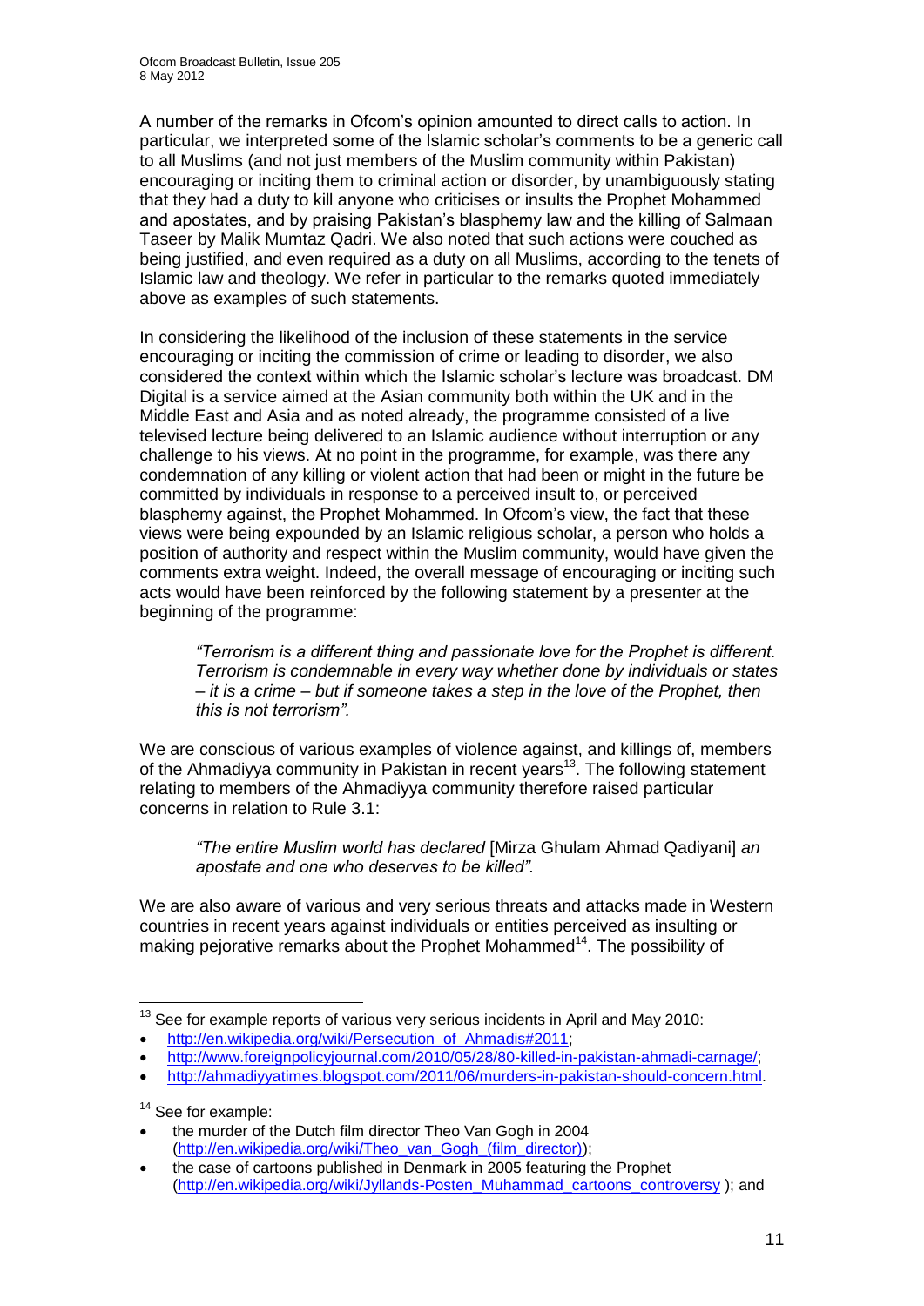A number of the remarks in Ofcom's opinion amounted to direct calls to action. In particular, we interpreted some of the Islamic scholar's comments to be a generic call to all Muslims (and not just members of the Muslim community within Pakistan) encouraging or inciting them to criminal action or disorder, by unambiguously stating that they had a duty to kill anyone who criticises or insults the Prophet Mohammed and apostates, and by praising Pakistan's blasphemy law and the killing of Salmaan Taseer by Malik Mumtaz Qadri. We also noted that such actions were couched as being justified, and even required as a duty on all Muslims, according to the tenets of Islamic law and theology. We refer in particular to the remarks quoted immediately above as examples of such statements.

In considering the likelihood of the inclusion of these statements in the service encouraging or inciting the commission of crime or leading to disorder, we also considered the context within which the Islamic scholar's lecture was broadcast. DM Digital is a service aimed at the Asian community both within the UK and in the Middle East and Asia and as noted already, the programme consisted of a live televised lecture being delivered to an Islamic audience without interruption or any challenge to his views. At no point in the programme, for example, was there any condemnation of any killing or violent action that had been or might in the future be committed by individuals in response to a perceived insult to, or perceived blasphemy against, the Prophet Mohammed. In Ofcom's view, the fact that these views were being expounded by an Islamic religious scholar, a person who holds a position of authority and respect within the Muslim community, would have given the comments extra weight. Indeed, the overall message of encouraging or inciting such acts would have been reinforced by the following statement by a presenter at the beginning of the programme:

> *"Terrorism is a different thing and passionate love for the Prophet is different. Terrorism is condemnable in every way whether done by individuals or states – it is a crime – but if someone takes a step in the love of the Prophet, then this is not terrorism".*

We are conscious of various examples of violence against, and killings of, members of the Ahmadiyya community in Pakistan in recent years[13]. The following statement relating to members of the Ahmadiyya community therefore raised particular concerns in relation to Rule 3.1:

> *"The entire Muslim world has declared* [Mirza Ghulam Ahmad Qadiyani] *an apostate and one who deserves to be killed".*

We are also aware of various and very serious threats and attacks made in Western countries in recent years against individuals or entities perceived as insulting or making pejorative remarks about the Prophet Mohammed[14]. The possibility of

---

[13] See for example reports of various very serious incidents in April and May 2010:

- http://en.wikipedia.org/wiki/Persecution_of_Ahmadis#2011;
- http://www.foreignpolicyjournal.com/2010/05/28/80-killed-in-pakistan-ahmadi-carnage/;
- http://ahmadiyyatimes.blogspot.com/2011/06/murders-in-pakistan-should-concern.html.

[14] See for example:

- the murder of the Dutch film director Theo Van Gogh in 2004 (http://en.wikipedia.org/wiki/Theo_van_Gogh_(film_director));
- the case of cartoons published in Denmark in 2005 featuring the Prophet (http://en.wikipedia.org/wiki/Jyllands-Posten_Muhammad_cartoons_controversy ); and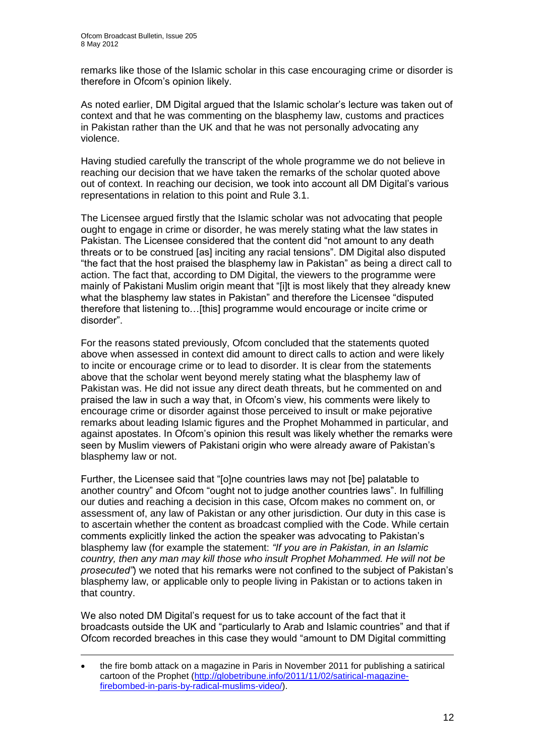remarks like those of the Islamic scholar in this case encouraging crime or disorder is therefore in Ofcom's opinion likely.

As noted earlier, DM Digital argued that the Islamic scholar's lecture was taken out of context and that he was commenting on the blasphemy law, customs and practices in Pakistan rather than the UK and that he was not personally advocating any violence.

Having studied carefully the transcript of the whole programme we do not believe in reaching our decision that we have taken the remarks of the scholar quoted above out of context. In reaching our decision, we took into account all DM Digital's various representations in relation to this point and Rule 3.1.

The Licensee argued firstly that the Islamic scholar was not advocating that people ought to engage in crime or disorder, he was merely stating what the law states in Pakistan. The Licensee considered that the content did "not amount to any death threats or to be construed [as] inciting any racial tensions". DM Digital also disputed "the fact that the host praised the blasphemy law in Pakistan" as being a direct call to action. The fact that, according to DM Digital, the viewers to the programme were mainly of Pakistani Muslim origin meant that "[i]t is most likely that they already knew what the blasphemy law states in Pakistan" and therefore the Licensee "disputed therefore that listening to…[this] programme would encourage or incite crime or disorder".

For the reasons stated previously, Ofcom concluded that the statements quoted above when assessed in context did amount to direct calls to action and were likely to incite or encourage crime or to lead to disorder. It is clear from the statements above that the scholar went beyond merely stating what the blasphemy law of Pakistan was. He did not issue any direct death threats, but he commented on and praised the law in such a way that, in Ofcom's view, his comments were likely to encourage crime or disorder against those perceived to insult or make pejorative remarks about leading Islamic figures and the Prophet Mohammed in particular, and against apostates. In Ofcom's opinion this result was likely whether the remarks were seen by Muslim viewers of Pakistani origin who were already aware of Pakistan's blasphemy law or not.

Further, the Licensee said that "[o]ne countries laws may not [be] palatable to another country" and Ofcom "ought not to judge another countries laws". In fulfilling our duties and reaching a decision in this case, Ofcom makes no comment on, or assessment of, any law of Pakistan or any other jurisdiction. Our duty in this case is to ascertain whether the content as broadcast complied with the Code. While certain comments explicitly linked the action the speaker was advocating to Pakistan's blasphemy law (for example the statement: *"If you are in Pakistan, in an Islamic country, then any man may kill those who insult Prophet Mohammed. He will not be prosecuted"*) we noted that his remarks were not confined to the subject of Pakistan's blasphemy law, or applicable only to people living in Pakistan or to actions taken in that country.

We also noted DM Digital's request for us to take account of the fact that it broadcasts outside the UK and "particularly to Arab and Islamic countries" and that if Ofcom recorded breaches in this case they would "amount to DM Digital committing

- the fire bomb attack on a magazine in Paris in November 2011 for publishing a satirical cartoon of the Prophet (http://globetribune.info/2011/11/02/satirical-magazine-firebombed-in-paris-by-radical-muslims-video/).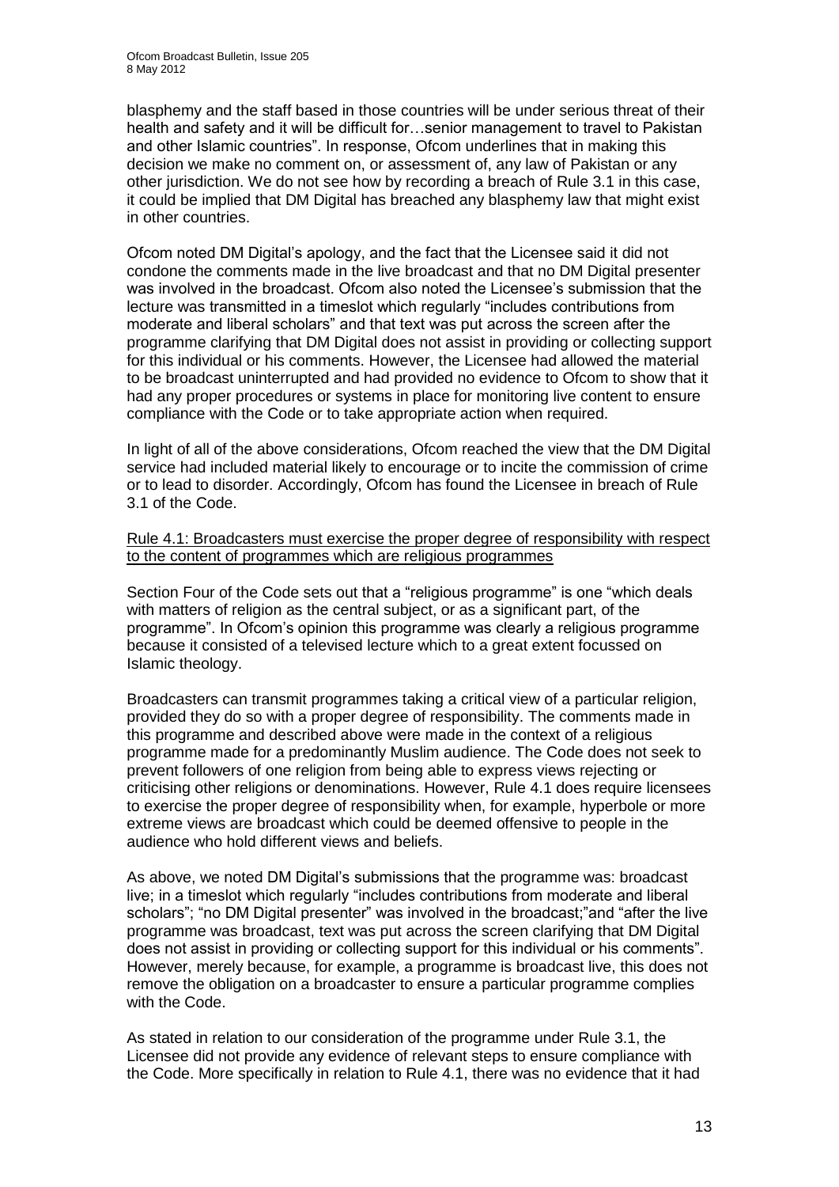blasphemy and the staff based in those countries will be under serious threat of their health and safety and it will be difficult for…senior management to travel to Pakistan and other Islamic countries". In response, Ofcom underlines that in making this decision we make no comment on, or assessment of, any law of Pakistan or any other jurisdiction. We do not see how by recording a breach of Rule 3.1 in this case, it could be implied that DM Digital has breached any blasphemy law that might exist in other countries.

Ofcom noted DM Digital's apology, and the fact that the Licensee said it did not condone the comments made in the live broadcast and that no DM Digital presenter was involved in the broadcast. Ofcom also noted the Licensee's submission that the lecture was transmitted in a timeslot which regularly "includes contributions from moderate and liberal scholars" and that text was put across the screen after the programme clarifying that DM Digital does not assist in providing or collecting support for this individual or his comments. However, the Licensee had allowed the material to be broadcast uninterrupted and had provided no evidence to Ofcom to show that it had any proper procedures or systems in place for monitoring live content to ensure compliance with the Code or to take appropriate action when required.

In light of all of the above considerations, Ofcom reached the view that the DM Digital service had included material likely to encourage or to incite the commission of crime or to lead to disorder. Accordingly, Ofcom has found the Licensee in breach of Rule 3.1 of the Code.

Rule 4.1: Broadcasters must exercise the proper degree of responsibility with respect to the content of programmes which are religious programmes

Section Four of the Code sets out that a "religious programme" is one "which deals with matters of religion as the central subject, or as a significant part, of the programme". In Ofcom's opinion this programme was clearly a religious programme because it consisted of a televised lecture which to a great extent focussed on Islamic theology.

Broadcasters can transmit programmes taking a critical view of a particular religion, provided they do so with a proper degree of responsibility. The comments made in this programme and described above were made in the context of a religious programme made for a predominantly Muslim audience. The Code does not seek to prevent followers of one religion from being able to express views rejecting or criticising other religions or denominations. However, Rule 4.1 does require licensees to exercise the proper degree of responsibility when, for example, hyperbole or more extreme views are broadcast which could be deemed offensive to people in the audience who hold different views and beliefs.

As above, we noted DM Digital's submissions that the programme was: broadcast live; in a timeslot which regularly "includes contributions from moderate and liberal scholars"; "no DM Digital presenter" was involved in the broadcast;"and "after the live programme was broadcast, text was put across the screen clarifying that DM Digital does not assist in providing or collecting support for this individual or his comments". However, merely because, for example, a programme is broadcast live, this does not remove the obligation on a broadcaster to ensure a particular programme complies with the Code.

As stated in relation to our consideration of the programme under Rule 3.1, the Licensee did not provide any evidence of relevant steps to ensure compliance with the Code. More specifically in relation to Rule 4.1, there was no evidence that it had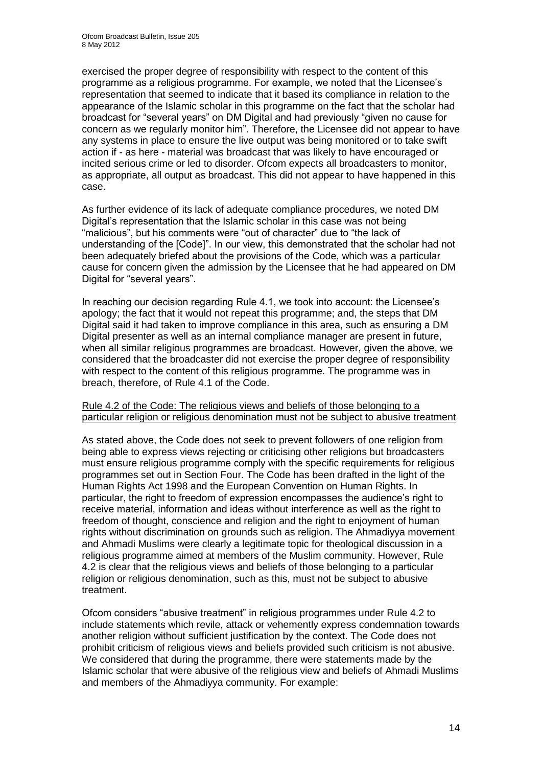exercised the proper degree of responsibility with respect to the content of this programme as a religious programme. For example, we noted that the Licensee's representation that seemed to indicate that it based its compliance in relation to the appearance of the Islamic scholar in this programme on the fact that the scholar had broadcast for "several years" on DM Digital and had previously "given no cause for concern as we regularly monitor him". Therefore, the Licensee did not appear to have any systems in place to ensure the live output was being monitored or to take swift action if - as here - material was broadcast that was likely to have encouraged or incited serious crime or led to disorder. Ofcom expects all broadcasters to monitor, as appropriate, all output as broadcast. This did not appear to have happened in this case.

As further evidence of its lack of adequate compliance procedures, we noted DM Digital's representation that the Islamic scholar in this case was not being "malicious", but his comments were "out of character" due to "the lack of understanding of the [Code]". In our view, this demonstrated that the scholar had not been adequately briefed about the provisions of the Code, which was a particular cause for concern given the admission by the Licensee that he had appeared on DM Digital for "several years".

In reaching our decision regarding Rule 4.1, we took into account: the Licensee's apology; the fact that it would not repeat this programme; and, the steps that DM Digital said it had taken to improve compliance in this area, such as ensuring a DM Digital presenter as well as an internal compliance manager are present in future, when all similar religious programmes are broadcast. However, given the above, we considered that the broadcaster did not exercise the proper degree of responsibility with respect to the content of this religious programme. The programme was in breach, therefore, of Rule 4.1 of the Code.

Rule 4.2 of the Code: The religious views and beliefs of those belonging to a particular religion or religious denomination must not be subject to abusive treatment

As stated above, the Code does not seek to prevent followers of one religion from being able to express views rejecting or criticising other religions but broadcasters must ensure religious programme comply with the specific requirements for religious programmes set out in Section Four. The Code has been drafted in the light of the Human Rights Act 1998 and the European Convention on Human Rights. In particular, the right to freedom of expression encompasses the audience's right to receive material, information and ideas without interference as well as the right to freedom of thought, conscience and religion and the right to enjoyment of human rights without discrimination on grounds such as religion. The Ahmadiyya movement and Ahmadi Muslims were clearly a legitimate topic for theological discussion in a religious programme aimed at members of the Muslim community. However, Rule 4.2 is clear that the religious views and beliefs of those belonging to a particular religion or religious denomination, such as this, must not be subject to abusive treatment.

Ofcom considers "abusive treatment" in religious programmes under Rule 4.2 to include statements which revile, attack or vehemently express condemnation towards another religion without sufficient justification by the context. The Code does not prohibit criticism of religious views and beliefs provided such criticism is not abusive. We considered that during the programme, there were statements made by the Islamic scholar that were abusive of the religious view and beliefs of Ahmadi Muslims and members of the Ahmadiyya community. For example: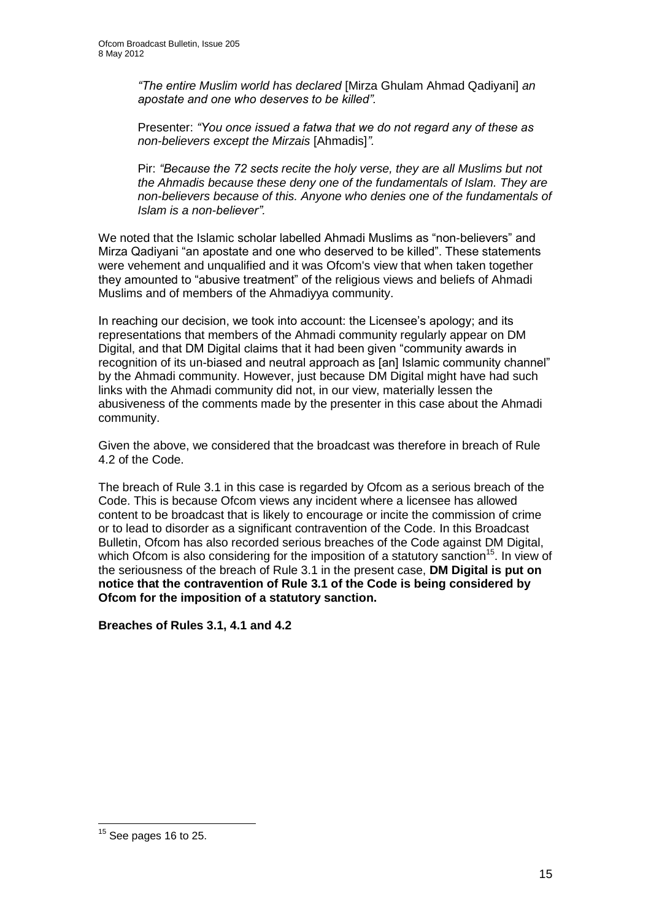> *"The entire Muslim world has declared* [Mirza Ghulam Ahmad Qadiyani] *an apostate and one who deserves to be killed".*
>
> Presenter: *"You once issued a fatwa that we do not regard any of these as non-believers except the Mirzais* [Ahmadis]*".*
>
> Pir: *"Because the 72 sects recite the holy verse, they are all Muslims but not the Ahmadis because these deny one of the fundamentals of Islam. They are non-believers because of this. Anyone who denies one of the fundamentals of Islam is a non-believer".*

We noted that the Islamic scholar labelled Ahmadi Muslims as "non-believers" and Mirza Qadiyani "an apostate and one who deserved to be killed". These statements were vehement and unqualified and it was Ofcom's view that when taken together they amounted to "abusive treatment" of the religious views and beliefs of Ahmadi Muslims and of members of the Ahmadiyya community.

In reaching our decision, we took into account: the Licensee's apology; and its representations that members of the Ahmadi community regularly appear on DM Digital, and that DM Digital claims that it had been given "community awards in recognition of its un-biased and neutral approach as [an] Islamic community channel" by the Ahmadi community. However, just because DM Digital might have had such links with the Ahmadi community did not, in our view, materially lessen the abusiveness of the comments made by the presenter in this case about the Ahmadi community.

Given the above, we considered that the broadcast was therefore in breach of Rule 4.2 of the Code.

The breach of Rule 3.1 in this case is regarded by Ofcom as a serious breach of the Code. This is because Ofcom views any incident where a licensee has allowed content to be broadcast that is likely to encourage or incite the commission of crime or to lead to disorder as a significant contravention of the Code. In this Broadcast Bulletin, Ofcom has also recorded serious breaches of the Code against DM Digital, which Ofcom is also considering for the imposition of a statutory sanction[15]. In view of the seriousness of the breach of Rule 3.1 in the present case, **DM Digital is put on notice that the contravention of Rule 3.1 of the Code is being considered by Ofcom for the imposition of a statutory sanction.**

**Breaches of Rules 3.1, 4.1 and 4.2**

---

[15] See pages 16 to 25.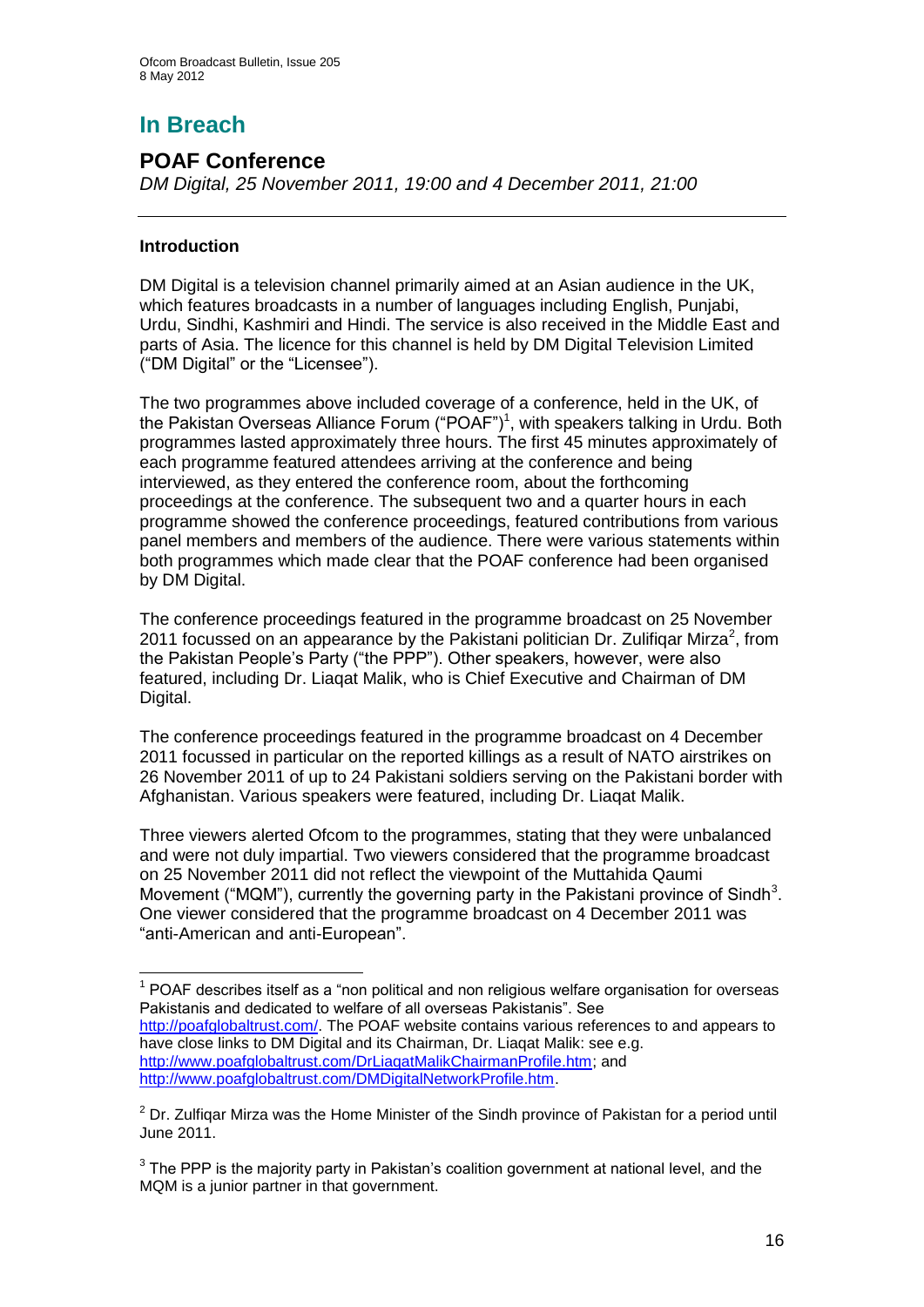# In Breach

## POAF Conference

*DM Digital, 25 November 2011, 19:00 and 4 December 2011, 21:00*

**Introduction**

DM Digital is a television channel primarily aimed at an Asian audience in the UK, which features broadcasts in a number of languages including English, Punjabi, Urdu, Sindhi, Kashmiri and Hindi. The service is also received in the Middle East and parts of Asia. The licence for this channel is held by DM Digital Television Limited ("DM Digital" or the "Licensee").

The two programmes above included coverage of a conference, held in the UK, of the Pakistan Overseas Alliance Forum ("POAF")[1], with speakers talking in Urdu. Both programmes lasted approximately three hours. The first 45 minutes approximately of each programme featured attendees arriving at the conference and being interviewed, as they entered the conference room, about the forthcoming proceedings at the conference. The subsequent two and a quarter hours in each programme showed the conference proceedings, featured contributions from various panel members and members of the audience. There were various statements within both programmes which made clear that the POAF conference had been organised by DM Digital.

The conference proceedings featured in the programme broadcast on 25 November 2011 focussed on an appearance by the Pakistani politician Dr. Zulifiqar Mirza[2], from the Pakistan People's Party ("the PPP"). Other speakers, however, were also featured, including Dr. Liaqat Malik, who is Chief Executive and Chairman of DM Digital.

The conference proceedings featured in the programme broadcast on 4 December 2011 focussed in particular on the reported killings as a result of NATO airstrikes on 26 November 2011 of up to 24 Pakistani soldiers serving on the Pakistani border with Afghanistan. Various speakers were featured, including Dr. Liaqat Malik.

Three viewers alerted Ofcom to the programmes, stating that they were unbalanced and were not duly impartial. Two viewers considered that the programme broadcast on 25 November 2011 did not reflect the viewpoint of the Muttahida Qaumi Movement ("MQM"), currently the governing party in the Pakistani province of Sindh[3]. One viewer considered that the programme broadcast on 4 December 2011 was "anti-American and anti-European".

---

[1] POAF describes itself as a "non political and non religious welfare organisation for overseas Pakistanis and dedicated to welfare of all overseas Pakistanis". See http://poafglobaltrust.com/. The POAF website contains various references to and appears to have close links to DM Digital and its Chairman, Dr. Liaqat Malik: see e.g. http://www.poafglobaltrust.com/DrLiaqatMalikChairmanProfile.htm; and http://www.poafglobaltrust.com/DMDigitalNetworkProfile.htm.

[2] Dr. Zulfiqar Mirza was the Home Minister of the Sindh province of Pakistan for a period until June 2011.

[3] The PPP is the majority party in Pakistan's coalition government at national level, and the MQM is a junior partner in that government.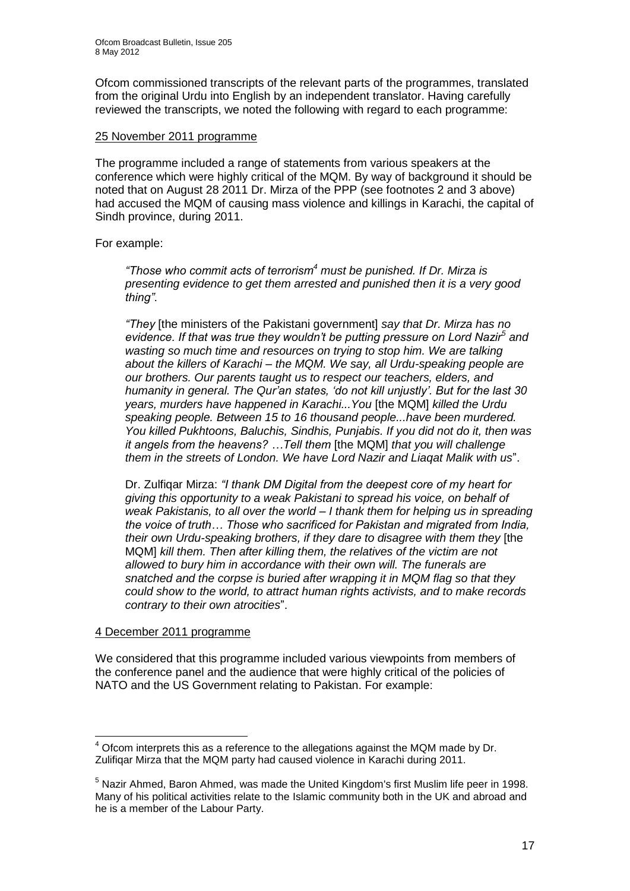Ofcom commissioned transcripts of the relevant parts of the programmes, translated from the original Urdu into English by an independent translator. Having carefully reviewed the transcripts, we noted the following with regard to each programme:

25 November 2011 programme

The programme included a range of statements from various speakers at the conference which were highly critical of the MQM. By way of background it should be noted that on August 28 2011 Dr. Mirza of the PPP (see footnotes 2 and 3 above) had accused the MQM of causing mass violence and killings in Karachi, the capital of Sindh province, during 2011.

For example:

> *"Those who commit acts of terrorism*[4] *must be punished. If Dr. Mirza is presenting evidence to get them arrested and punished then it is a very good thing"*.
>
> *"They* [the ministers of the Pakistani government] *say that Dr. Mirza has no evidence. If that was true they wouldn't be putting pressure on Lord Nazir*[5] *and wasting so much time and resources on trying to stop him. We are talking about the killers of Karachi – the MQM. We say, all Urdu-speaking people are our brothers. Our parents taught us to respect our teachers, elders, and humanity in general. The Qur'an states, 'do not kill unjustly'. But for the last 30 years, murders have happened in Karachi...You* [the MQM] *killed the Urdu speaking people. Between 15 to 16 thousand people...have been murdered. You killed Pukhtoons, Baluchis, Sindhis, Punjabis. If you did not do it, then was it angels from the heavens? …Tell them* [the MQM] *that you will challenge them in the streets of London. We have Lord Nazir and Liaqat Malik with us*".
>
> Dr. Zulfiqar Mirza: *"I thank DM Digital from the deepest core of my heart for giving this opportunity to a weak Pakistani to spread his voice, on behalf of weak Pakistanis, to all over the world – I thank them for helping us in spreading the voice of truth… Those who sacrificed for Pakistan and migrated from India, their own Urdu-speaking brothers, if they dare to disagree with them they* [the MQM] *kill them. Then after killing them, the relatives of the victim are not allowed to bury him in accordance with their own will. The funerals are snatched and the corpse is buried after wrapping it in MQM flag so that they could show to the world, to attract human rights activists, and to make records contrary to their own atrocities*".

4 December 2011 programme

We considered that this programme included various viewpoints from members of the conference panel and the audience that were highly critical of the policies of NATO and the US Government relating to Pakistan. For example:

---

[4] Ofcom interprets this as a reference to the allegations against the MQM made by Dr. Zulifiqar Mirza that the MQM party had caused violence in Karachi during 2011.

[5] Nazir Ahmed, Baron Ahmed, was made the United Kingdom's first Muslim life peer in 1998. Many of his political activities relate to the Islamic community both in the UK and abroad and he is a member of the Labour Party.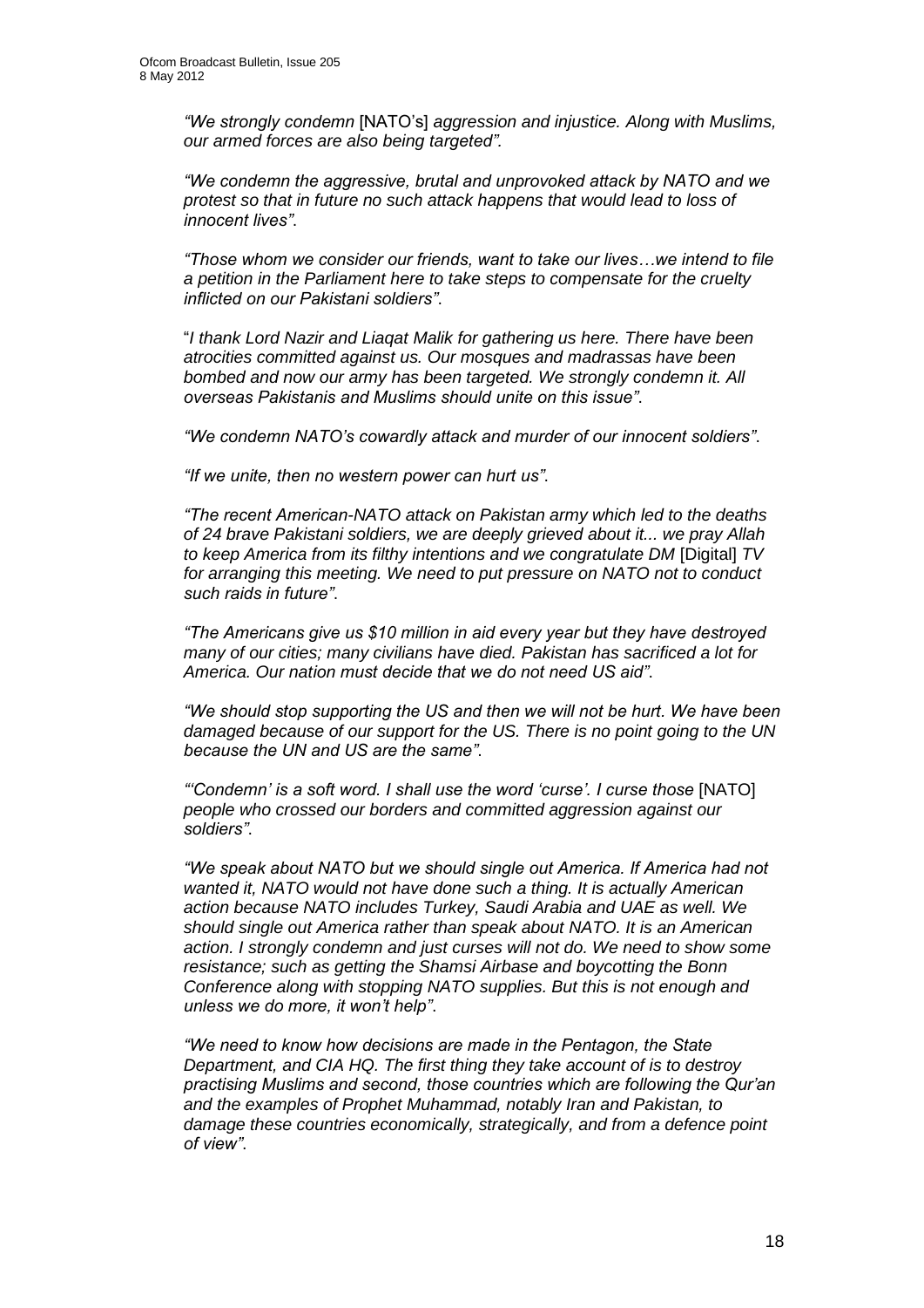*"We strongly condemn* [NATO's] *aggression and injustice. Along with Muslims, our armed forces are also being targeted".*

*"We condemn the aggressive, brutal and unprovoked attack by NATO and we protest so that in future no such attack happens that would lead to loss of innocent lives"*.

*"Those whom we consider our friends, want to take our lives…we intend to file a petition in the Parliament here to take steps to compensate for the cruelty inflicted on our Pakistani soldiers"*.

"*I thank Lord Nazir and Liaqat Malik for gathering us here. There have been atrocities committed against us. Our mosques and madrassas have been bombed and now our army has been targeted. We strongly condemn it. All overseas Pakistanis and Muslims should unite on this issue"*.

*"We condemn NATO's cowardly attack and murder of our innocent soldiers"*.

*"If we unite, then no western power can hurt us"*.

*"The recent American-NATO attack on Pakistan army which led to the deaths of 24 brave Pakistani soldiers, we are deeply grieved about it... we pray Allah to keep America from its filthy intentions and we congratulate DM* [Digital] *TV for arranging this meeting. We need to put pressure on NATO not to conduct such raids in future"*.

*"The Americans give us $10 million in aid every year but they have destroyed many of our cities; many civilians have died. Pakistan has sacrificed a lot for America. Our nation must decide that we do not need US aid"*.

*"We should stop supporting the US and then we will not be hurt. We have been damaged because of our support for the US. There is no point going to the UN because the UN and US are the same"*.

*"'Condemn' is a soft word. I shall use the word 'curse'. I curse those* [NATO] *people who crossed our borders and committed aggression against our soldiers"*.

*"We speak about NATO but we should single out America. If America had not wanted it, NATO would not have done such a thing. It is actually American action because NATO includes Turkey, Saudi Arabia and UAE as well. We should single out America rather than speak about NATO. It is an American action. I strongly condemn and just curses will not do. We need to show some resistance; such as getting the Shamsi Airbase and boycotting the Bonn Conference along with stopping NATO supplies. But this is not enough and unless we do more, it won't help"*.

*"We need to know how decisions are made in the Pentagon, the State Department, and CIA HQ. The first thing they take account of is to destroy practising Muslims and second, those countries which are following the Qur'an and the examples of Prophet Muhammad, notably Iran and Pakistan, to damage these countries economically, strategically, and from a defence point of view"*.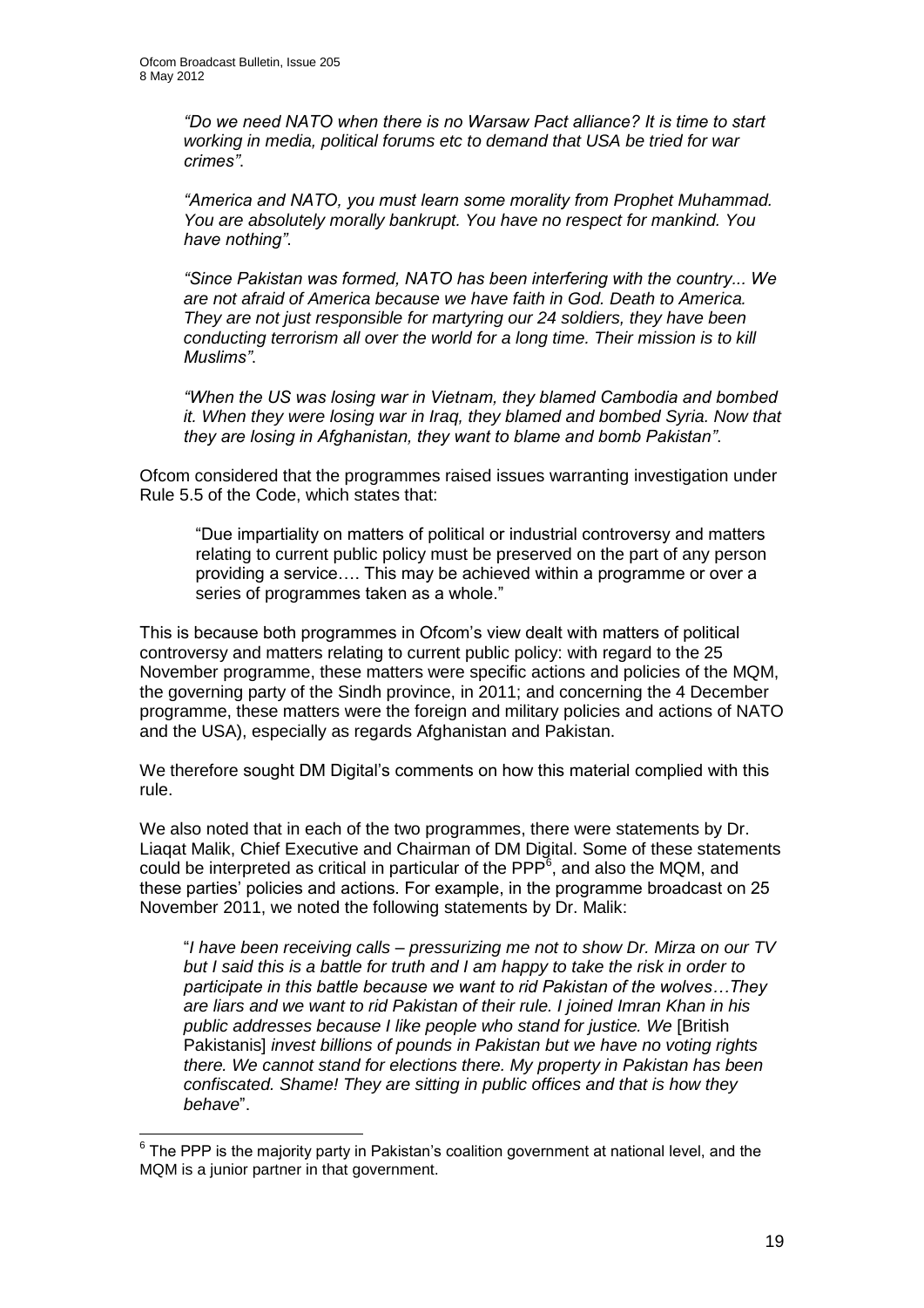> *"Do we need NATO when there is no Warsaw Pact alliance? It is time to start working in media, political forums etc to demand that USA be tried for war crimes"*.
>
> *"America and NATO, you must learn some morality from Prophet Muhammad. You are absolutely morally bankrupt. You have no respect for mankind. You have nothing"*.
>
> *"Since Pakistan was formed, NATO has been interfering with the country... We are not afraid of America because we have faith in God. Death to America. They are not just responsible for martyring our 24 soldiers, they have been conducting terrorism all over the world for a long time. Their mission is to kill Muslims"*.
>
> *"When the US was losing war in Vietnam, they blamed Cambodia and bombed it. When they were losing war in Iraq, they blamed and bombed Syria. Now that they are losing in Afghanistan, they want to blame and bomb Pakistan"*.

Ofcom considered that the programmes raised issues warranting investigation under Rule 5.5 of the Code, which states that:

> "Due impartiality on matters of political or industrial controversy and matters relating to current public policy must be preserved on the part of any person providing a service…. This may be achieved within a programme or over a series of programmes taken as a whole."

This is because both programmes in Ofcom's view dealt with matters of political controversy and matters relating to current public policy: with regard to the 25 November programme, these matters were specific actions and policies of the MQM, the governing party of the Sindh province, in 2011; and concerning the 4 December programme, these matters were the foreign and military policies and actions of NATO and the USA), especially as regards Afghanistan and Pakistan.

We therefore sought DM Digital's comments on how this material complied with this rule.

We also noted that in each of the two programmes, there were statements by Dr. Liaqat Malik, Chief Executive and Chairman of DM Digital. Some of these statements could be interpreted as critical in particular of the PPP[6], and also the MQM, and these parties' policies and actions. For example, in the programme broadcast on 25 November 2011, we noted the following statements by Dr. Malik:

> "*I have been receiving calls – pressurizing me not to show Dr. Mirza on our TV but I said this is a battle for truth and I am happy to take the risk in order to participate in this battle because we want to rid Pakistan of the wolves…They are liars and we want to rid Pakistan of their rule. I joined Imran Khan in his public addresses because I like people who stand for justice. We* [British Pakistanis] *invest billions of pounds in Pakistan but we have no voting rights there. We cannot stand for elections there. My property in Pakistan has been confiscated. Shame! They are sitting in public offices and that is how they behave*".

[6] The PPP is the majority party in Pakistan's coalition government at national level, and the MQM is a junior partner in that government.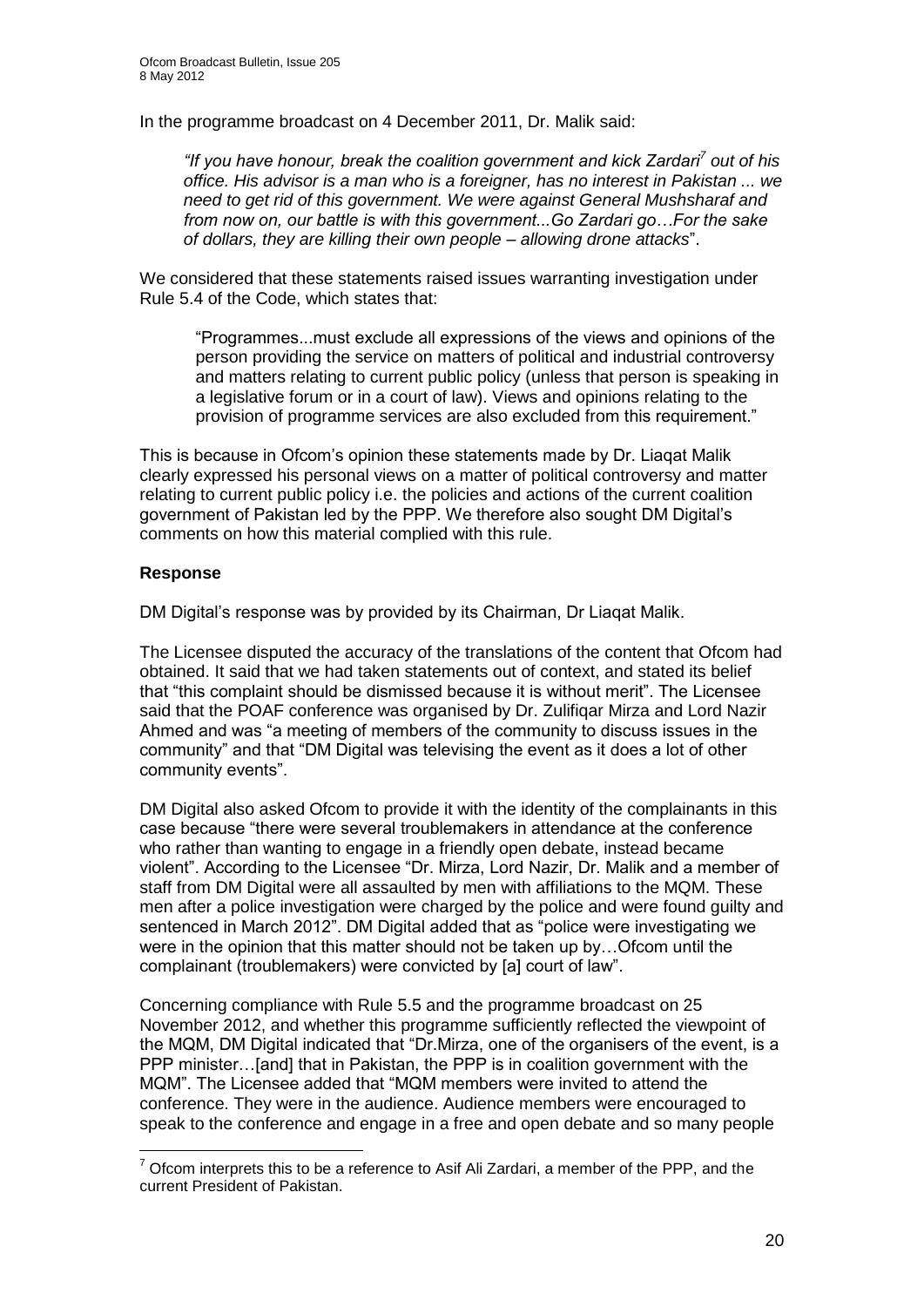In the programme broadcast on 4 December 2011, Dr. Malik said:

> *"If you have honour, break the coalition government and kick Zardari[7] out of his office. His advisor is a man who is a foreigner, has no interest in Pakistan ... we need to get rid of this government. We were against General Mushsharaf and from now on, our battle is with this government...Go Zardari go…For the sake of dollars, they are killing their own people – allowing drone attacks*".

We considered that these statements raised issues warranting investigation under Rule 5.4 of the Code, which states that:

> "Programmes...must exclude all expressions of the views and opinions of the person providing the service on matters of political and industrial controversy and matters relating to current public policy (unless that person is speaking in a legislative forum or in a court of law). Views and opinions relating to the provision of programme services are also excluded from this requirement."

This is because in Ofcom's opinion these statements made by Dr. Liaqat Malik clearly expressed his personal views on a matter of political controversy and matter relating to current public policy i.e. the policies and actions of the current coalition government of Pakistan led by the PPP. We therefore also sought DM Digital's comments on how this material complied with this rule.

**Response**

DM Digital's response was by provided by its Chairman, Dr Liaqat Malik.

The Licensee disputed the accuracy of the translations of the content that Ofcom had obtained. It said that we had taken statements out of context, and stated its belief that "this complaint should be dismissed because it is without merit". The Licensee said that the POAF conference was organised by Dr. Zulifiqar Mirza and Lord Nazir Ahmed and was "a meeting of members of the community to discuss issues in the community" and that "DM Digital was televising the event as it does a lot of other community events".

DM Digital also asked Ofcom to provide it with the identity of the complainants in this case because "there were several troublemakers in attendance at the conference who rather than wanting to engage in a friendly open debate, instead became violent". According to the Licensee "Dr. Mirza, Lord Nazir, Dr. Malik and a member of staff from DM Digital were all assaulted by men with affiliations to the MQM. These men after a police investigation were charged by the police and were found guilty and sentenced in March 2012". DM Digital added that as "police were investigating we were in the opinion that this matter should not be taken up by…Ofcom until the complainant (troublemakers) were convicted by [a] court of law".

Concerning compliance with Rule 5.5 and the programme broadcast on 25 November 2012, and whether this programme sufficiently reflected the viewpoint of the MQM, DM Digital indicated that "Dr.Mirza, one of the organisers of the event, is a PPP minister…[and] that in Pakistan, the PPP is in coalition government with the MQM". The Licensee added that "MQM members were invited to attend the conference. They were in the audience. Audience members were encouraged to speak to the conference and engage in a free and open debate and so many people

---

[7] Ofcom interprets this to be a reference to Asif Ali Zardari, a member of the PPP, and the current President of Pakistan.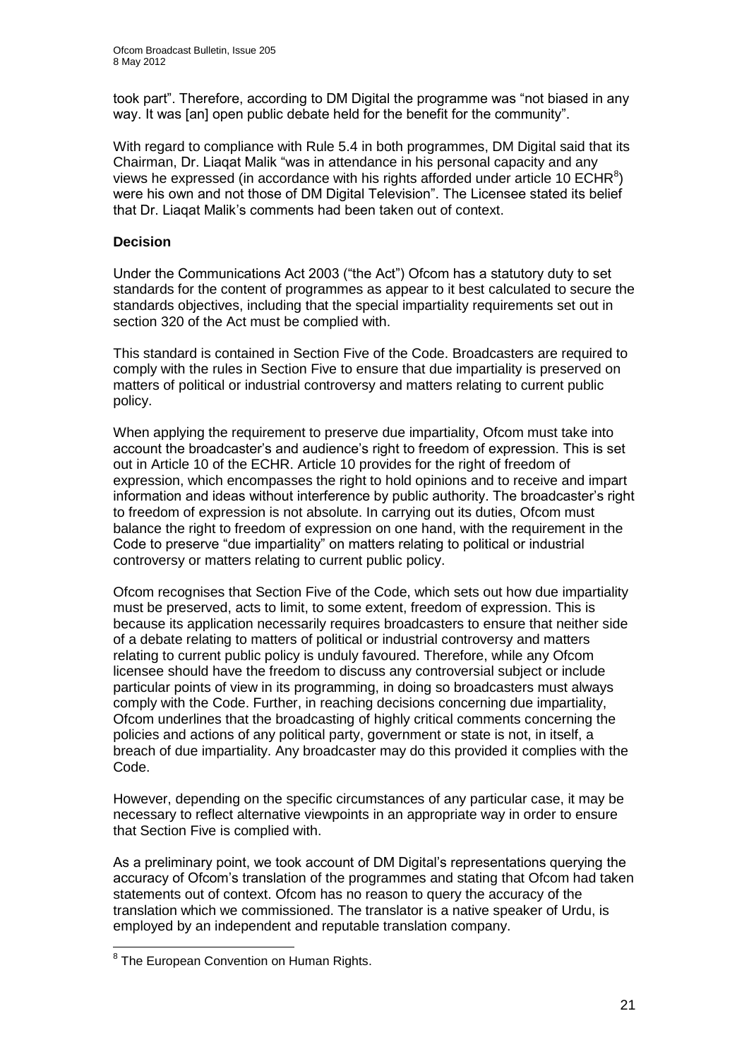took part". Therefore, according to DM Digital the programme was "not biased in any way. It was [an] open public debate held for the benefit for the community".

With regard to compliance with Rule 5.4 in both programmes, DM Digital said that its Chairman, Dr. Liaqat Malik "was in attendance in his personal capacity and any views he expressed (in accordance with his rights afforded under article 10 ECHR[8]) were his own and not those of DM Digital Television". The Licensee stated its belief that Dr. Liaqat Malik's comments had been taken out of context.

**Decision**

Under the Communications Act 2003 ("the Act") Ofcom has a statutory duty to set standards for the content of programmes as appear to it best calculated to secure the standards objectives, including that the special impartiality requirements set out in section 320 of the Act must be complied with.

This standard is contained in Section Five of the Code. Broadcasters are required to comply with the rules in Section Five to ensure that due impartiality is preserved on matters of political or industrial controversy and matters relating to current public policy.

When applying the requirement to preserve due impartiality, Ofcom must take into account the broadcaster's and audience's right to freedom of expression. This is set out in Article 10 of the ECHR. Article 10 provides for the right of freedom of expression, which encompasses the right to hold opinions and to receive and impart information and ideas without interference by public authority. The broadcaster's right to freedom of expression is not absolute. In carrying out its duties, Ofcom must balance the right to freedom of expression on one hand, with the requirement in the Code to preserve "due impartiality" on matters relating to political or industrial controversy or matters relating to current public policy.

Ofcom recognises that Section Five of the Code, which sets out how due impartiality must be preserved, acts to limit, to some extent, freedom of expression. This is because its application necessarily requires broadcasters to ensure that neither side of a debate relating to matters of political or industrial controversy and matters relating to current public policy is unduly favoured. Therefore, while any Ofcom licensee should have the freedom to discuss any controversial subject or include particular points of view in its programming, in doing so broadcasters must always comply with the Code. Further, in reaching decisions concerning due impartiality, Ofcom underlines that the broadcasting of highly critical comments concerning the policies and actions of any political party, government or state is not, in itself, a breach of due impartiality. Any broadcaster may do this provided it complies with the Code.

However, depending on the specific circumstances of any particular case, it may be necessary to reflect alternative viewpoints in an appropriate way in order to ensure that Section Five is complied with.

As a preliminary point, we took account of DM Digital's representations querying the accuracy of Ofcom's translation of the programmes and stating that Ofcom had taken statements out of context. Ofcom has no reason to query the accuracy of the translation which we commissioned. The translator is a native speaker of Urdu, is employed by an independent and reputable translation company.

[8] The European Convention on Human Rights.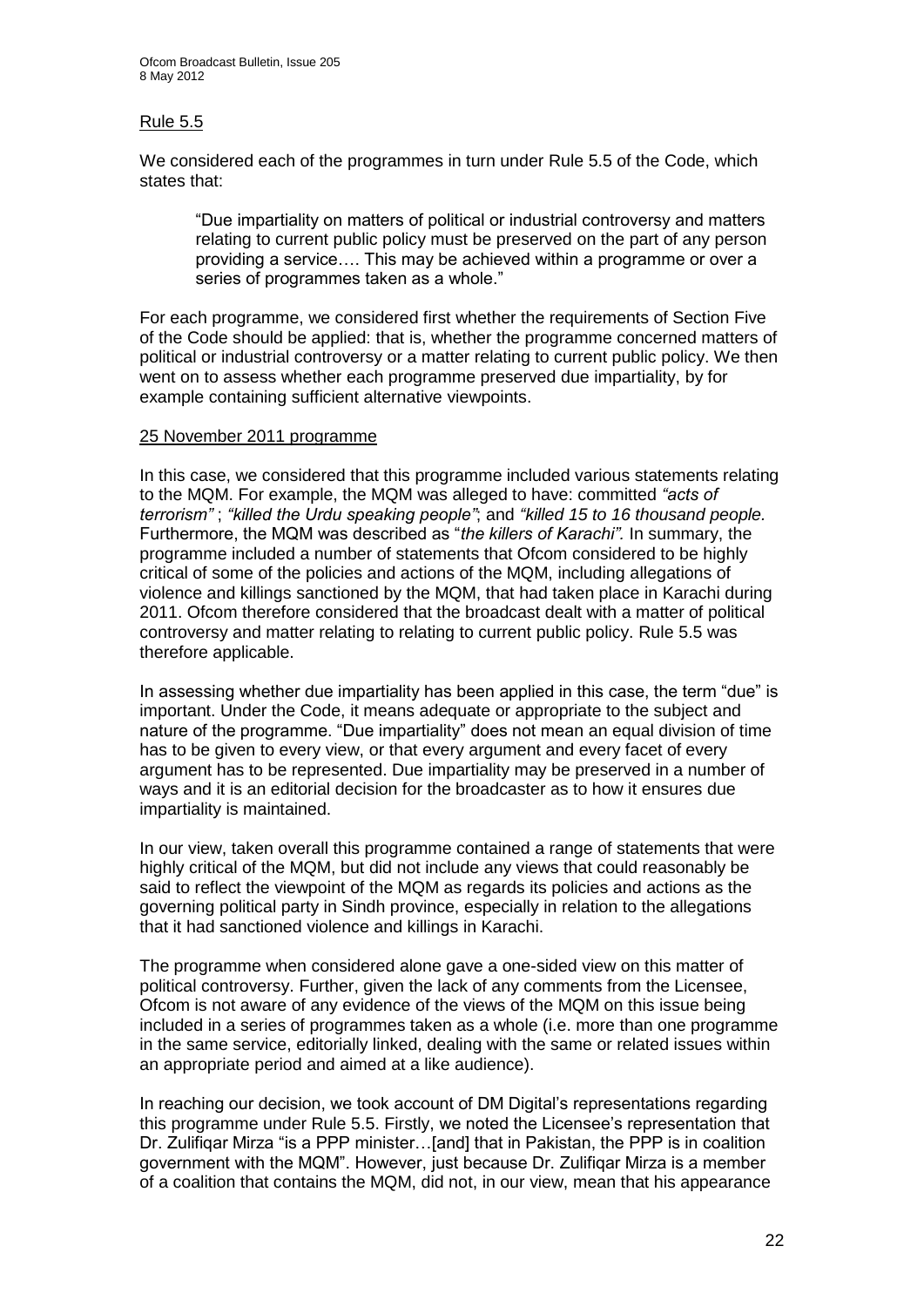Rule 5.5

We considered each of the programmes in turn under Rule 5.5 of the Code, which states that:

> "Due impartiality on matters of political or industrial controversy and matters relating to current public policy must be preserved on the part of any person providing a service…. This may be achieved within a programme or over a series of programmes taken as a whole."

For each programme, we considered first whether the requirements of Section Five of the Code should be applied: that is, whether the programme concerned matters of political or industrial controversy or a matter relating to current public policy. We then went on to assess whether each programme preserved due impartiality, by for example containing sufficient alternative viewpoints.

25 November 2011 programme

In this case, we considered that this programme included various statements relating to the MQM. For example, the MQM was alleged to have: committed *"acts of terrorism"* ; *"killed the Urdu speaking people"*; and *"killed 15 to 16 thousand people.* Furthermore, the MQM was described as "*the killers of Karachi".* In summary, the programme included a number of statements that Ofcom considered to be highly critical of some of the policies and actions of the MQM, including allegations of violence and killings sanctioned by the MQM, that had taken place in Karachi during 2011. Ofcom therefore considered that the broadcast dealt with a matter of political controversy and matter relating to relating to current public policy. Rule 5.5 was therefore applicable.

In assessing whether due impartiality has been applied in this case, the term "due" is important. Under the Code, it means adequate or appropriate to the subject and nature of the programme. "Due impartiality" does not mean an equal division of time has to be given to every view, or that every argument and every facet of every argument has to be represented. Due impartiality may be preserved in a number of ways and it is an editorial decision for the broadcaster as to how it ensures due impartiality is maintained.

In our view, taken overall this programme contained a range of statements that were highly critical of the MQM, but did not include any views that could reasonably be said to reflect the viewpoint of the MQM as regards its policies and actions as the governing political party in Sindh province, especially in relation to the allegations that it had sanctioned violence and killings in Karachi.

The programme when considered alone gave a one-sided view on this matter of political controversy. Further, given the lack of any comments from the Licensee, Ofcom is not aware of any evidence of the views of the MQM on this issue being included in a series of programmes taken as a whole (i.e. more than one programme in the same service, editorially linked, dealing with the same or related issues within an appropriate period and aimed at a like audience).

In reaching our decision, we took account of DM Digital's representations regarding this programme under Rule 5.5. Firstly, we noted the Licensee's representation that Dr. Zulifiqar Mirza "is a PPP minister…[and] that in Pakistan, the PPP is in coalition government with the MQM". However, just because Dr. Zulifiqar Mirza is a member of a coalition that contains the MQM, did not, in our view, mean that his appearance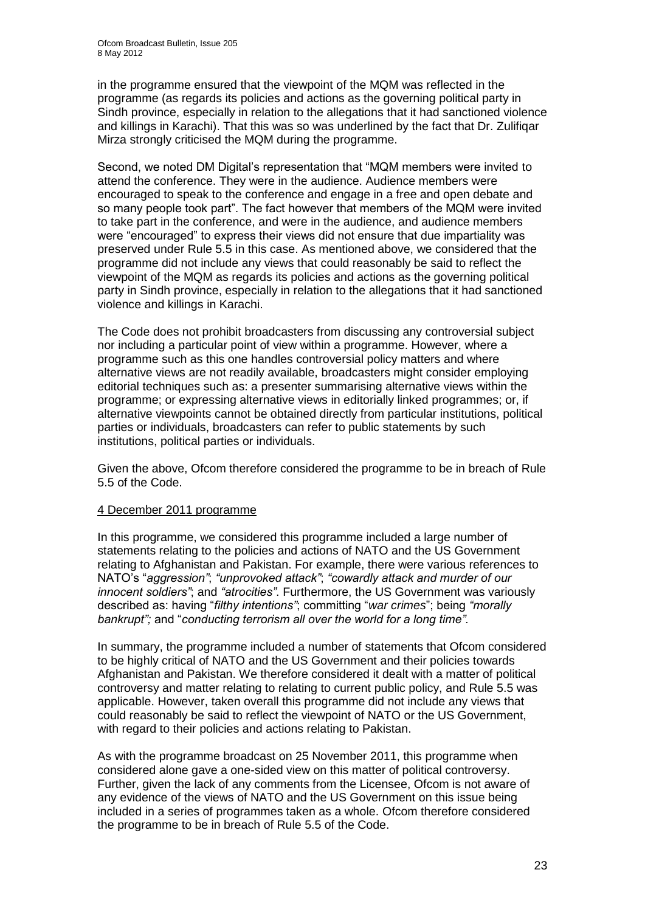in the programme ensured that the viewpoint of the MQM was reflected in the programme (as regards its policies and actions as the governing political party in Sindh province, especially in relation to the allegations that it had sanctioned violence and killings in Karachi). That this was so was underlined by the fact that Dr. Zulifiqar Mirza strongly criticised the MQM during the programme.

Second, we noted DM Digital's representation that "MQM members were invited to attend the conference. They were in the audience. Audience members were encouraged to speak to the conference and engage in a free and open debate and so many people took part". The fact however that members of the MQM were invited to take part in the conference, and were in the audience, and audience members were "encouraged" to express their views did not ensure that due impartiality was preserved under Rule 5.5 in this case. As mentioned above, we considered that the programme did not include any views that could reasonably be said to reflect the viewpoint of the MQM as regards its policies and actions as the governing political party in Sindh province, especially in relation to the allegations that it had sanctioned violence and killings in Karachi.

The Code does not prohibit broadcasters from discussing any controversial subject nor including a particular point of view within a programme. However, where a programme such as this one handles controversial policy matters and where alternative views are not readily available, broadcasters might consider employing editorial techniques such as: a presenter summarising alternative views within the programme; or expressing alternative views in editorially linked programmes; or, if alternative viewpoints cannot be obtained directly from particular institutions, political parties or individuals, broadcasters can refer to public statements by such institutions, political parties or individuals.

Given the above, Ofcom therefore considered the programme to be in breach of Rule 5.5 of the Code.

<u>4 December 2011 programme</u>

In this programme, we considered this programme included a large number of statements relating to the policies and actions of NATO and the US Government relating to Afghanistan and Pakistan. For example, there were various references to NATO's "*aggression*"; *"unprovoked attack"*; *"cowardly attack and murder of our innocent soldiers"*; and *"atrocities"*. Furthermore, the US Government was variously described as: having "*filthy intentions"*; committing "*war crimes*"; being *"morally bankrupt";* and "*conducting terrorism all over the world for a long time".*

In summary, the programme included a number of statements that Ofcom considered to be highly critical of NATO and the US Government and their policies towards Afghanistan and Pakistan. We therefore considered it dealt with a matter of political controversy and matter relating to relating to current public policy, and Rule 5.5 was applicable. However, taken overall this programme did not include any views that could reasonably be said to reflect the viewpoint of NATO or the US Government, with regard to their policies and actions relating to Pakistan.

As with the programme broadcast on 25 November 2011, this programme when considered alone gave a one-sided view on this matter of political controversy. Further, given the lack of any comments from the Licensee, Ofcom is not aware of any evidence of the views of NATO and the US Government on this issue being included in a series of programmes taken as a whole. Ofcom therefore considered the programme to be in breach of Rule 5.5 of the Code.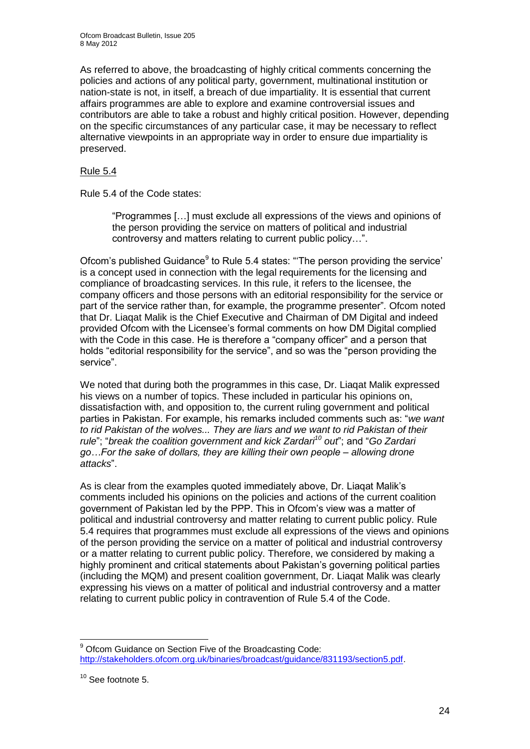As referred to above, the broadcasting of highly critical comments concerning the policies and actions of any political party, government, multinational institution or nation-state is not, in itself, a breach of due impartiality. It is essential that current affairs programmes are able to explore and examine controversial issues and contributors are able to take a robust and highly critical position. However, depending on the specific circumstances of any particular case, it may be necessary to reflect alternative viewpoints in an appropriate way in order to ensure due impartiality is preserved.

Rule 5.4

Rule 5.4 of the Code states:

> "Programmes […] must exclude all expressions of the views and opinions of the person providing the service on matters of political and industrial controversy and matters relating to current public policy…".

Ofcom's published Guidance[9] to Rule 5.4 states: "'The person providing the service' is a concept used in connection with the legal requirements for the licensing and compliance of broadcasting services. In this rule, it refers to the licensee, the company officers and those persons with an editorial responsibility for the service or part of the service rather than, for example, the programme presenter". Ofcom noted that Dr. Liaqat Malik is the Chief Executive and Chairman of DM Digital and indeed provided Ofcom with the Licensee's formal comments on how DM Digital complied with the Code in this case. He is therefore a "company officer" and a person that holds "editorial responsibility for the service", and so was the "person providing the service".

We noted that during both the programmes in this case, Dr. Liaqat Malik expressed his views on a number of topics. These included in particular his opinions on, dissatisfaction with, and opposition to, the current ruling government and political parties in Pakistan. For example, his remarks included comments such as: "*we want to rid Pakistan of the wolves... They are liars and we want to rid Pakistan of their rule*"; "*break the coalition government and kick Zardari*[10] *out*"; and "*Go Zardari go…For the sake of dollars, they are killing their own people – allowing drone attacks*".

As is clear from the examples quoted immediately above, Dr. Liaqat Malik's comments included his opinions on the policies and actions of the current coalition government of Pakistan led by the PPP. This in Ofcom's view was a matter of political and industrial controversy and matter relating to current public policy. Rule 5.4 requires that programmes must exclude all expressions of the views and opinions of the person providing the service on a matter of political and industrial controversy or a matter relating to current public policy. Therefore, we considered by making a highly prominent and critical statements about Pakistan's governing political parties (including the MQM) and present coalition government, Dr. Liaqat Malik was clearly expressing his views on a matter of political and industrial controversy and a matter relating to current public policy in contravention of Rule 5.4 of the Code.

---

[9] Ofcom Guidance on Section Five of the Broadcasting Code: http://stakeholders.ofcom.org.uk/binaries/broadcast/guidance/831193/section5.pdf.

[10] See footnote 5.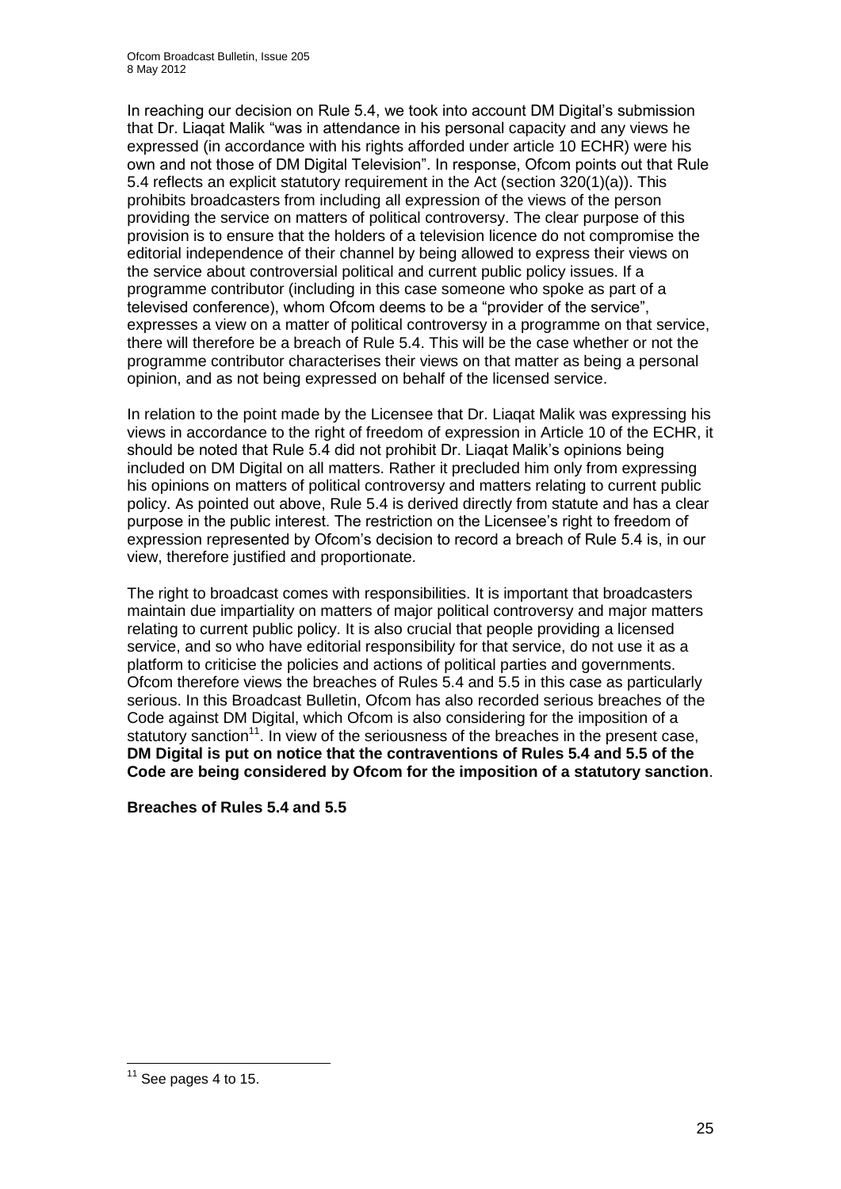In reaching our decision on Rule 5.4, we took into account DM Digital's submission that Dr. Liaqat Malik "was in attendance in his personal capacity and any views he expressed (in accordance with his rights afforded under article 10 ECHR) were his own and not those of DM Digital Television". In response, Ofcom points out that Rule 5.4 reflects an explicit statutory requirement in the Act (section 320(1)(a)). This prohibits broadcasters from including all expression of the views of the person providing the service on matters of political controversy. The clear purpose of this provision is to ensure that the holders of a television licence do not compromise the editorial independence of their channel by being allowed to express their views on the service about controversial political and current public policy issues. If a programme contributor (including in this case someone who spoke as part of a televised conference), whom Ofcom deems to be a "provider of the service", expresses a view on a matter of political controversy in a programme on that service, there will therefore be a breach of Rule 5.4. This will be the case whether or not the programme contributor characterises their views on that matter as being a personal opinion, and as not being expressed on behalf of the licensed service.

In relation to the point made by the Licensee that Dr. Liaqat Malik was expressing his views in accordance to the right of freedom of expression in Article 10 of the ECHR, it should be noted that Rule 5.4 did not prohibit Dr. Liaqat Malik's opinions being included on DM Digital on all matters. Rather it precluded him only from expressing his opinions on matters of political controversy and matters relating to current public policy. As pointed out above, Rule 5.4 is derived directly from statute and has a clear purpose in the public interest. The restriction on the Licensee's right to freedom of expression represented by Ofcom's decision to record a breach of Rule 5.4 is, in our view, therefore justified and proportionate.

The right to broadcast comes with responsibilities. It is important that broadcasters maintain due impartiality on matters of major political controversy and major matters relating to current public policy. It is also crucial that people providing a licensed service, and so who have editorial responsibility for that service, do not use it as a platform to criticise the policies and actions of political parties and governments. Ofcom therefore views the breaches of Rules 5.4 and 5.5 in this case as particularly serious. In this Broadcast Bulletin, Ofcom has also recorded serious breaches of the Code against DM Digital, which Ofcom is also considering for the imposition of a statutory sanction[11]. In view of the seriousness of the breaches in the present case, **DM Digital is put on notice that the contraventions of Rules 5.4 and 5.5 of the Code are being considered by Ofcom for the imposition of a statutory sanction**.

**Breaches of Rules 5.4 and 5.5**

---

[11] See pages 4 to 15.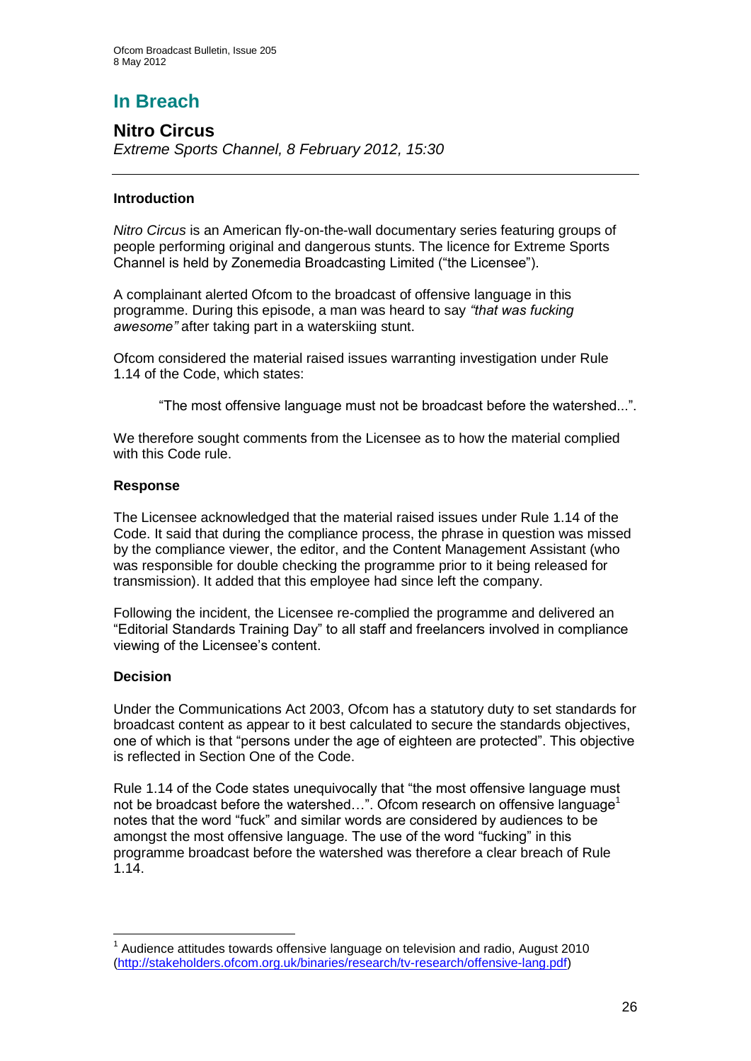# In Breach

## Nitro Circus

*Extreme Sports Channel, 8 February 2012, 15:30*

---

### Introduction

*Nitro Circus* is an American fly-on-the-wall documentary series featuring groups of people performing original and dangerous stunts. The licence for Extreme Sports Channel is held by Zonemedia Broadcasting Limited ("the Licensee").

A complainant alerted Ofcom to the broadcast of offensive language in this programme. During this episode, a man was heard to say *"that was fucking awesome"* after taking part in a waterskiing stunt.

Ofcom considered the material raised issues warranting investigation under Rule 1.14 of the Code, which states:

> "The most offensive language must not be broadcast before the watershed...".

We therefore sought comments from the Licensee as to how the material complied with this Code rule.

### Response

The Licensee acknowledged that the material raised issues under Rule 1.14 of the Code. It said that during the compliance process, the phrase in question was missed by the compliance viewer, the editor, and the Content Management Assistant (who was responsible for double checking the programme prior to it being released for transmission). It added that this employee had since left the company.

Following the incident, the Licensee re-complied the programme and delivered an "Editorial Standards Training Day" to all staff and freelancers involved in compliance viewing of the Licensee's content.

### Decision

Under the Communications Act 2003, Ofcom has a statutory duty to set standards for broadcast content as appear to it best calculated to secure the standards objectives, one of which is that "persons under the age of eighteen are protected". This objective is reflected in Section One of the Code.

Rule 1.14 of the Code states unequivocally that "the most offensive language must not be broadcast before the watershed…". Ofcom research on offensive language[1] notes that the word "fuck" and similar words are considered by audiences to be amongst the most offensive language. The use of the word "fucking" in this programme broadcast before the watershed was therefore a clear breach of Rule 1.14.

---

[1] Audience attitudes towards offensive language on television and radio, August 2010 (http://stakeholders.ofcom.org.uk/binaries/research/tv-research/offensive-lang.pdf)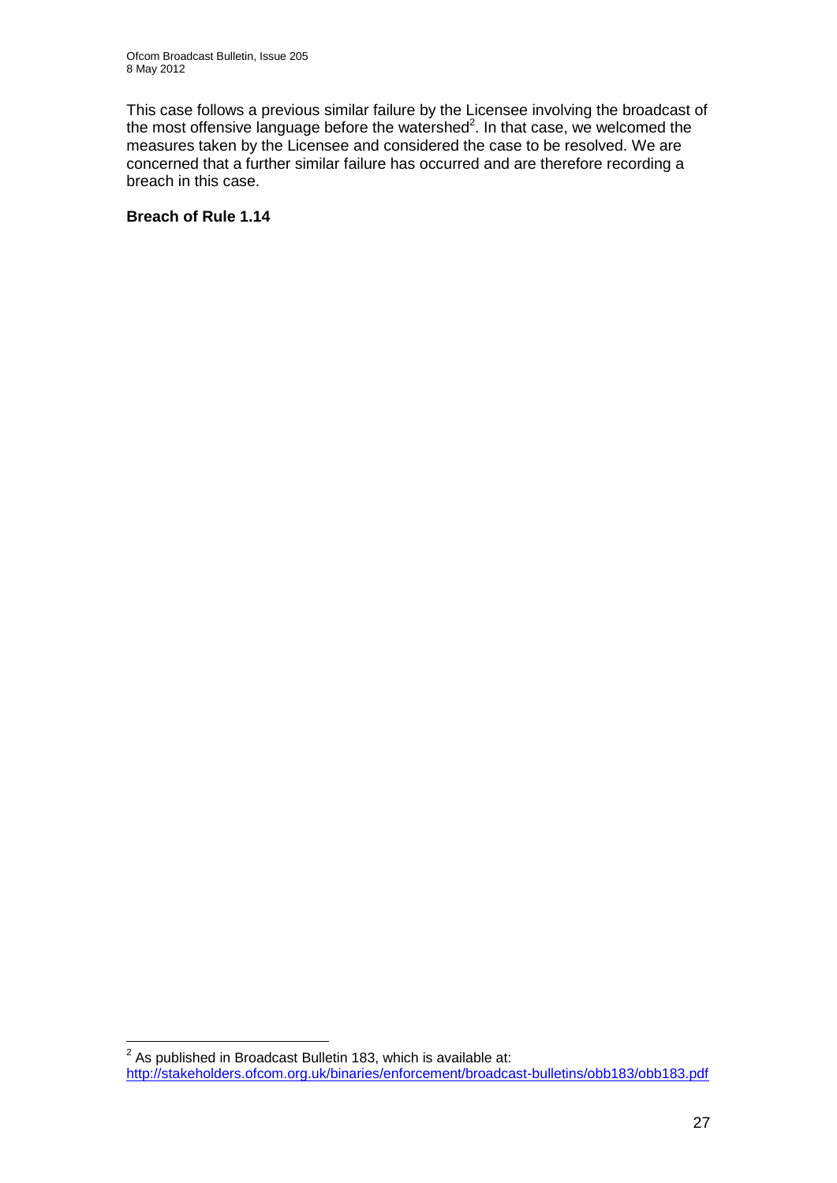This case follows a previous similar failure by the Licensee involving the broadcast of the most offensive language before the watershed[2]. In that case, we welcomed the measures taken by the Licensee and considered the case to be resolved. We are concerned that a further similar failure has occurred and are therefore recording a breach in this case.

**Breach of Rule 1.14**

[2] As published in Broadcast Bulletin 183, which is available at: http://stakeholders.ofcom.org.uk/binaries/enforcement/broadcast-bulletins/obb183/obb183.pdf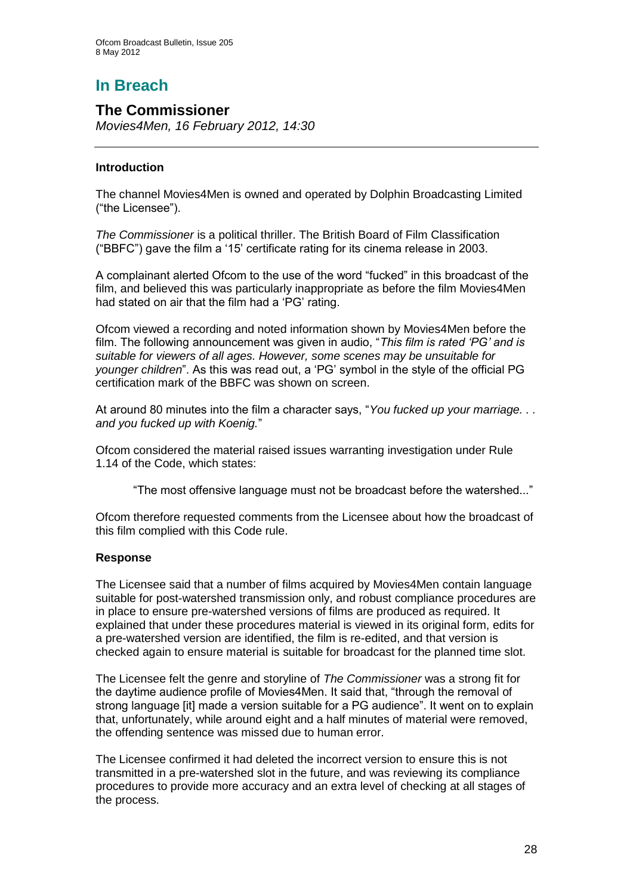# In Breach

## The Commissioner

*Movies4Men, 16 February 2012, 14:30*

---

### Introduction

The channel Movies4Men is owned and operated by Dolphin Broadcasting Limited ("the Licensee").

*The Commissioner* is a political thriller. The British Board of Film Classification ("BBFC") gave the film a '15' certificate rating for its cinema release in 2003.

A complainant alerted Ofcom to the use of the word "fucked" in this broadcast of the film, and believed this was particularly inappropriate as before the film Movies4Men had stated on air that the film had a 'PG' rating.

Ofcom viewed a recording and noted information shown by Movies4Men before the film. The following announcement was given in audio, "*This film is rated 'PG' and is suitable for viewers of all ages. However, some scenes may be unsuitable for younger children*". As this was read out, a 'PG' symbol in the style of the official PG certification mark of the BBFC was shown on screen.

At around 80 minutes into the film a character says, "*You fucked up your marriage. . . and you fucked up with Koenig.*"

Ofcom considered the material raised issues warranting investigation under Rule 1.14 of the Code, which states:

> "The most offensive language must not be broadcast before the watershed..."

Ofcom therefore requested comments from the Licensee about how the broadcast of this film complied with this Code rule.

### Response

The Licensee said that a number of films acquired by Movies4Men contain language suitable for post-watershed transmission only, and robust compliance procedures are in place to ensure pre-watershed versions of films are produced as required. It explained that under these procedures material is viewed in its original form, edits for a pre-watershed version are identified, the film is re-edited, and that version is checked again to ensure material is suitable for broadcast for the planned time slot.

The Licensee felt the genre and storyline of *The Commissioner* was a strong fit for the daytime audience profile of Movies4Men. It said that, "through the removal of strong language [it] made a version suitable for a PG audience". It went on to explain that, unfortunately, while around eight and a half minutes of material were removed, the offending sentence was missed due to human error.

The Licensee confirmed it had deleted the incorrect version to ensure this is not transmitted in a pre-watershed slot in the future, and was reviewing its compliance procedures to provide more accuracy and an extra level of checking at all stages of the process.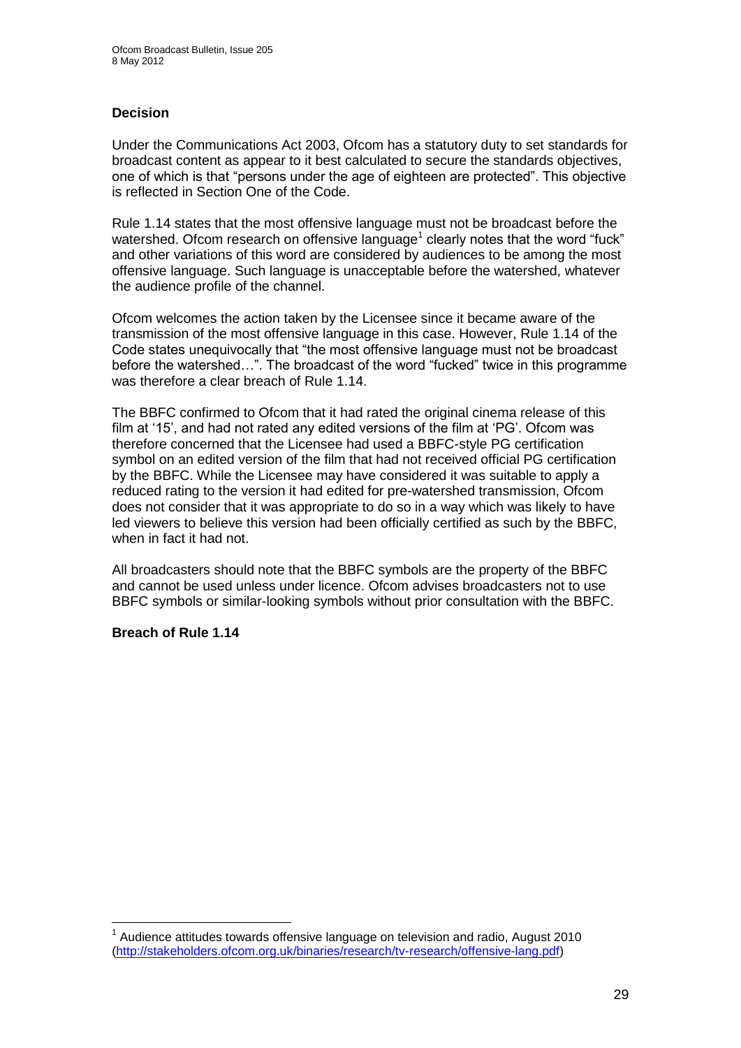**Decision**

Under the Communications Act 2003, Ofcom has a statutory duty to set standards for broadcast content as appear to it best calculated to secure the standards objectives, one of which is that "persons under the age of eighteen are protected". This objective is reflected in Section One of the Code.

Rule 1.14 states that the most offensive language must not be broadcast before the watershed. Ofcom research on offensive language[1] clearly notes that the word "fuck" and other variations of this word are considered by audiences to be among the most offensive language. Such language is unacceptable before the watershed, whatever the audience profile of the channel.

Ofcom welcomes the action taken by the Licensee since it became aware of the transmission of the most offensive language in this case. However, Rule 1.14 of the Code states unequivocally that "the most offensive language must not be broadcast before the watershed…". The broadcast of the word "fucked" twice in this programme was therefore a clear breach of Rule 1.14.

The BBFC confirmed to Ofcom that it had rated the original cinema release of this film at '15', and had not rated any edited versions of the film at 'PG'. Ofcom was therefore concerned that the Licensee had used a BBFC-style PG certification symbol on an edited version of the film that had not received official PG certification by the BBFC. While the Licensee may have considered it was suitable to apply a reduced rating to the version it had edited for pre-watershed transmission, Ofcom does not consider that it was appropriate to do so in a way which was likely to have led viewers to believe this version had been officially certified as such by the BBFC, when in fact it had not.

All broadcasters should note that the BBFC symbols are the property of the BBFC and cannot be used unless under licence. Ofcom advises broadcasters not to use BBFC symbols or similar-looking symbols without prior consultation with the BBFC.

**Breach of Rule 1.14**

---

[1] Audience attitudes towards offensive language on television and radio, August 2010 (http://stakeholders.ofcom.org.uk/binaries/research/tv-research/offensive-lang.pdf)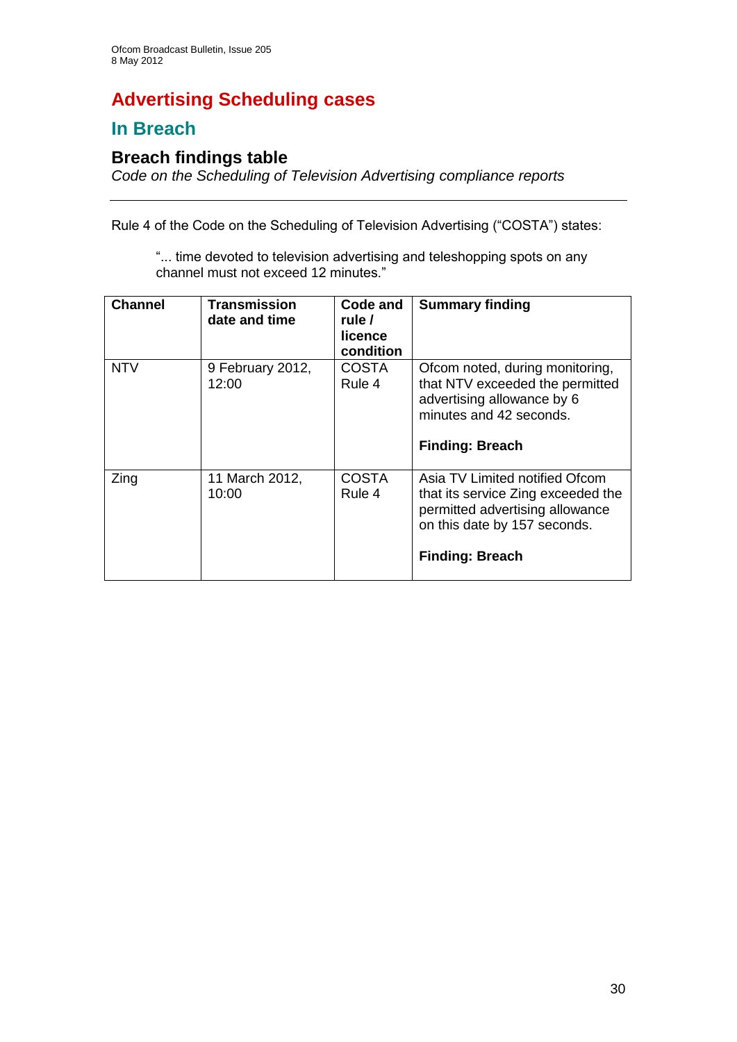# Advertising Scheduling cases

## In Breach

### Breach findings table

*Code on the Scheduling of Television Advertising compliance reports*

---

Rule 4 of the Code on the Scheduling of Television Advertising ("COSTA") states:

> "... time devoted to television advertising and teleshopping spots on any channel must not exceed 12 minutes."

| Channel | Transmission date and time | Code and rule / licence condition | Summary finding |
|---|---|---|---|
| NTV | 9 February 2012, 12:00 | COSTA Rule 4 | Ofcom noted, during monitoring, that NTV exceeded the permitted advertising allowance by 6 minutes and 42 seconds.<br><br>**Finding: Breach** |
| Zing | 11 March 2012, 10:00 | COSTA Rule 4 | Asia TV Limited notified Ofcom that its service Zing exceeded the permitted advertising allowance on this date by 157 seconds.<br><br>**Finding: Breach** |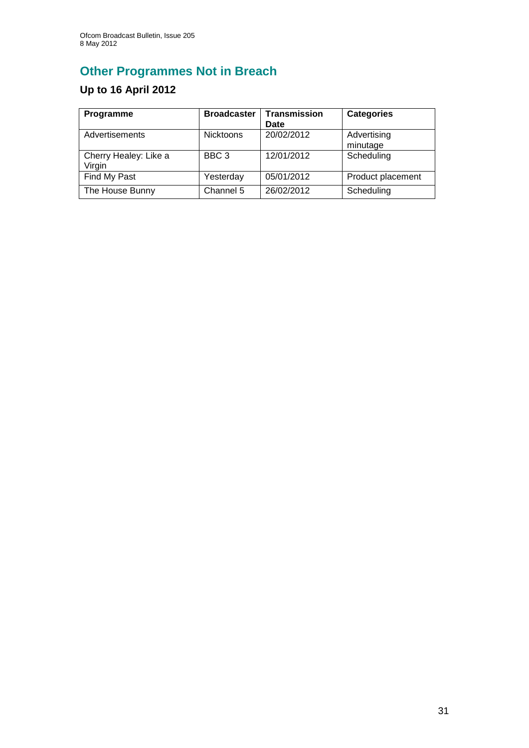## Other Programmes Not in Breach

### Up to 16 April 2012

| Programme | Broadcaster | Transmission Date | Categories |
| --- | --- | --- | --- |
| Advertisements | Nicktoons | 20/02/2012 | Advertising minutage |
| Cherry Healey: Like a Virgin | BBC 3 | 12/01/2012 | Scheduling |
| Find My Past | Yesterday | 05/01/2012 | Product placement |
| The House Bunny | Channel 5 | 26/02/2012 | Scheduling |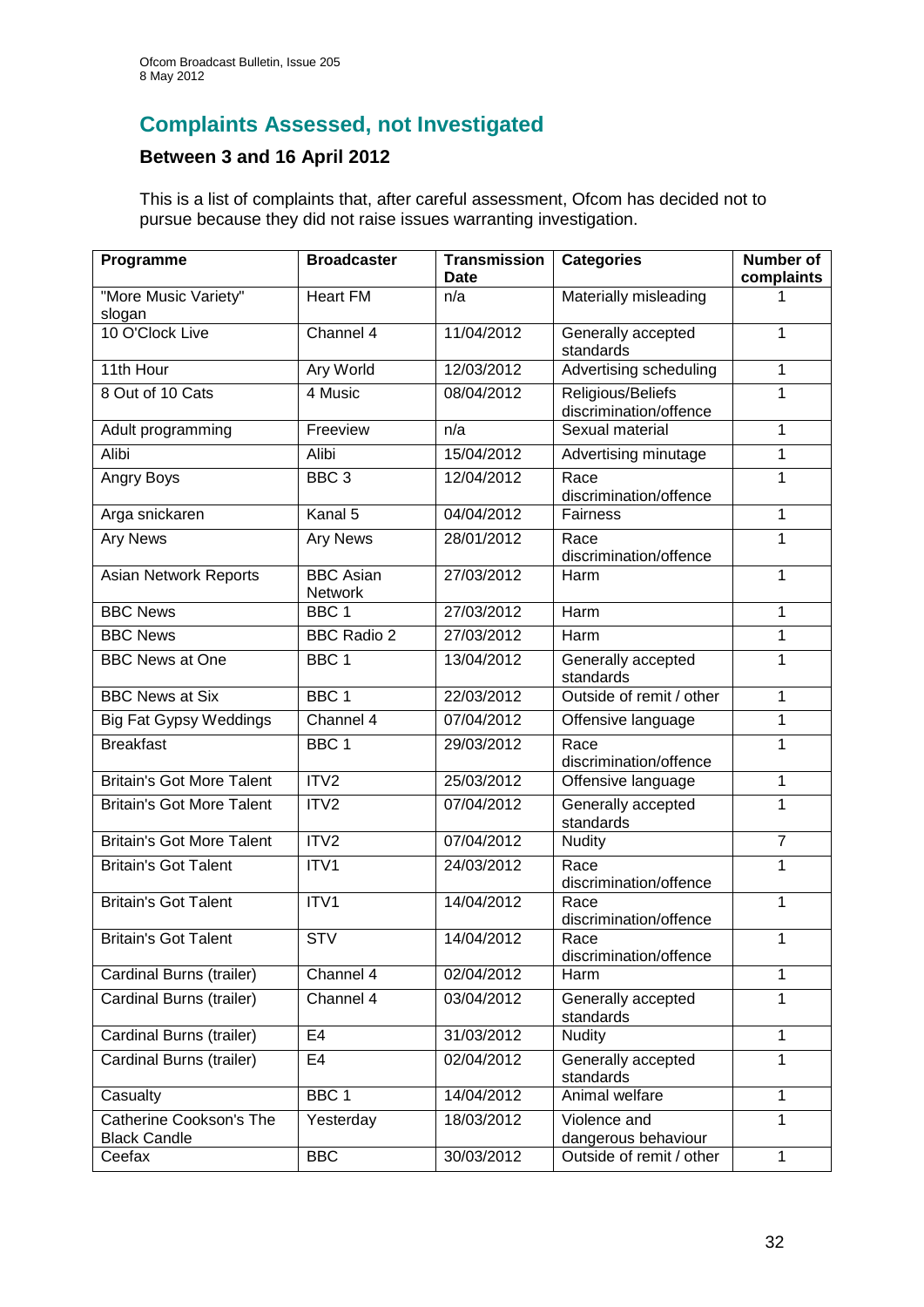## Complaints Assessed, not Investigated

### Between 3 and 16 April 2012

This is a list of complaints that, after careful assessment, Ofcom has decided not to pursue because they did not raise issues warranting investigation.

| Programme | Broadcaster | Transmission Date | Categories | Number of complaints |
|---|---|---|---|---|
| "More Music Variety" slogan | Heart FM | n/a | Materially misleading | 1 |
| 10 O'Clock Live | Channel 4 | 11/04/2012 | Generally accepted standards | 1 |
| 11th Hour | Ary World | 12/03/2012 | Advertising scheduling | 1 |
| 8 Out of 10 Cats | 4 Music | 08/04/2012 | Religious/Beliefs discrimination/offence | 1 |
| Adult programming | Freeview | n/a | Sexual material | 1 |
| Alibi | Alibi | 15/04/2012 | Advertising minutage | 1 |
| Angry Boys | BBC 3 | 12/04/2012 | Race discrimination/offence | 1 |
| Arga snickaren | Kanal 5 | 04/04/2012 | Fairness | 1 |
| Ary News | Ary News | 28/01/2012 | Race discrimination/offence | 1 |
| Asian Network Reports | BBC Asian Network | 27/03/2012 | Harm | 1 |
| BBC News | BBC 1 | 27/03/2012 | Harm | 1 |
| BBC News | BBC Radio 2 | 27/03/2012 | Harm | 1 |
| BBC News at One | BBC 1 | 13/04/2012 | Generally accepted standards | 1 |
| BBC News at Six | BBC 1 | 22/03/2012 | Outside of remit / other | 1 |
| Big Fat Gypsy Weddings | Channel 4 | 07/04/2012 | Offensive language | 1 |
| Breakfast | BBC 1 | 29/03/2012 | Race discrimination/offence | 1 |
| Britain's Got More Talent | ITV2 | 25/03/2012 | Offensive language | 1 |
| Britain's Got More Talent | ITV2 | 07/04/2012 | Generally accepted standards | 1 |
| Britain's Got More Talent | ITV2 | 07/04/2012 | Nudity | 7 |
| Britain's Got Talent | ITV1 | 24/03/2012 | Race discrimination/offence | 1 |
| Britain's Got Talent | ITV1 | 14/04/2012 | Race discrimination/offence | 1 |
| Britain's Got Talent | STV | 14/04/2012 | Race discrimination/offence | 1 |
| Cardinal Burns (trailer) | Channel 4 | 02/04/2012 | Harm | 1 |
| Cardinal Burns (trailer) | Channel 4 | 03/04/2012 | Generally accepted standards | 1 |
| Cardinal Burns (trailer) | E4 | 31/03/2012 | Nudity | 1 |
| Cardinal Burns (trailer) | E4 | 02/04/2012 | Generally accepted standards | 1 |
| Casualty | BBC 1 | 14/04/2012 | Animal welfare | 1 |
| Catherine Cookson's The Black Candle | Yesterday | 18/03/2012 | Violence and dangerous behaviour | 1 |
| Ceefax | BBC | 30/03/2012 | Outside of remit / other | 1 |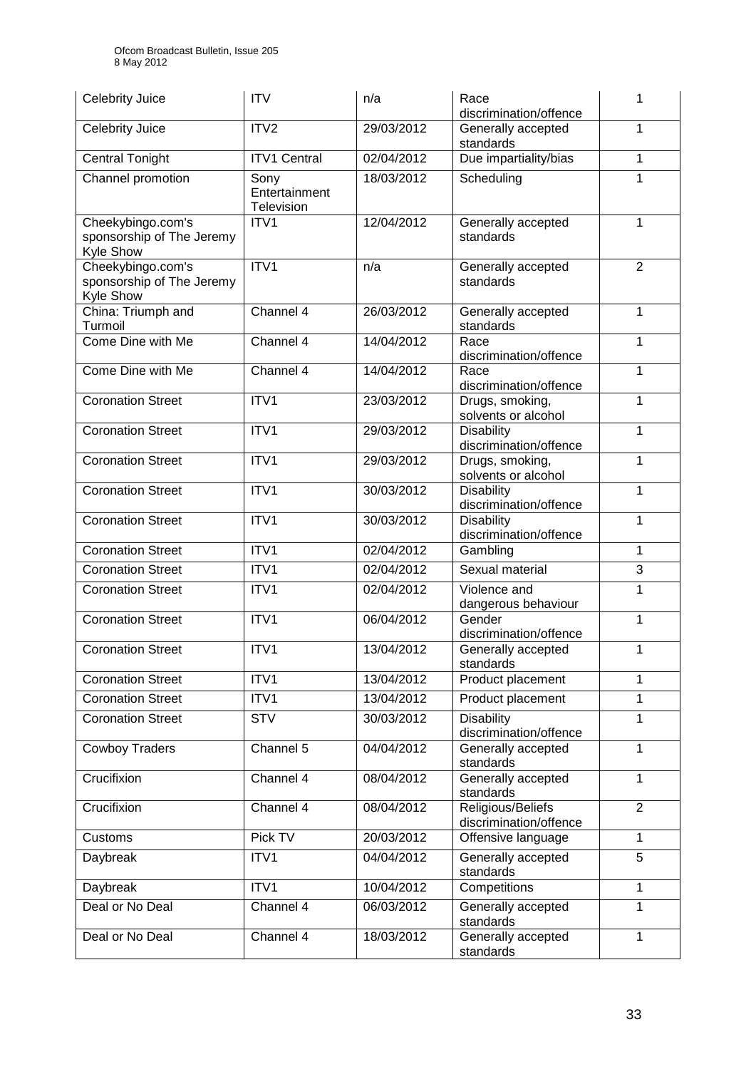| | | | | |
|---|---|---|---|---|
| Celebrity Juice | ITV | n/a | Race discrimination/offence | 1 |
| Celebrity Juice | ITV2 | 29/03/2012 | Generally accepted standards | 1 |
| Central Tonight | ITV1 Central | 02/04/2012 | Due impartiality/bias | 1 |
| Channel promotion | Sony Entertainment Television | 18/03/2012 | Scheduling | 1 |
| Cheekybingo.com's sponsorship of The Jeremy Kyle Show | ITV1 | 12/04/2012 | Generally accepted standards | 1 |
| Cheekybingo.com's sponsorship of The Jeremy Kyle Show | ITV1 | n/a | Generally accepted standards | 2 |
| China: Triumph and Turmoil | Channel 4 | 26/03/2012 | Generally accepted standards | 1 |
| Come Dine with Me | Channel 4 | 14/04/2012 | Race discrimination/offence | 1 |
| Come Dine with Me | Channel 4 | 14/04/2012 | Race discrimination/offence | 1 |
| Coronation Street | ITV1 | 23/03/2012 | Drugs, smoking, solvents or alcohol | 1 |
| Coronation Street | ITV1 | 29/03/2012 | Disability discrimination/offence | 1 |
| Coronation Street | ITV1 | 29/03/2012 | Drugs, smoking, solvents or alcohol | 1 |
| Coronation Street | ITV1 | 30/03/2012 | Disability discrimination/offence | 1 |
| Coronation Street | ITV1 | 30/03/2012 | Disability discrimination/offence | 1 |
| Coronation Street | ITV1 | 02/04/2012 | Gambling | 1 |
| Coronation Street | ITV1 | 02/04/2012 | Sexual material | 3 |
| Coronation Street | ITV1 | 02/04/2012 | Violence and dangerous behaviour | 1 |
| Coronation Street | ITV1 | 06/04/2012 | Gender discrimination/offence | 1 |
| Coronation Street | ITV1 | 13/04/2012 | Generally accepted standards | 1 |
| Coronation Street | ITV1 | 13/04/2012 | Product placement | 1 |
| Coronation Street | ITV1 | 13/04/2012 | Product placement | 1 |
| Coronation Street | STV | 30/03/2012 | Disability discrimination/offence | 1 |
| Cowboy Traders | Channel 5 | 04/04/2012 | Generally accepted standards | 1 |
| Crucifixion | Channel 4 | 08/04/2012 | Generally accepted standards | 1 |
| Crucifixion | Channel 4 | 08/04/2012 | Religious/Beliefs discrimination/offence | 2 |
| Customs | Pick TV | 20/03/2012 | Offensive language | 1 |
| Daybreak | ITV1 | 04/04/2012 | Generally accepted standards | 5 |
| Daybreak | ITV1 | 10/04/2012 | Competitions | 1 |
| Deal or No Deal | Channel 4 | 06/03/2012 | Generally accepted standards | 1 |
| Deal or No Deal | Channel 4 | 18/03/2012 | Generally accepted standards | 1 |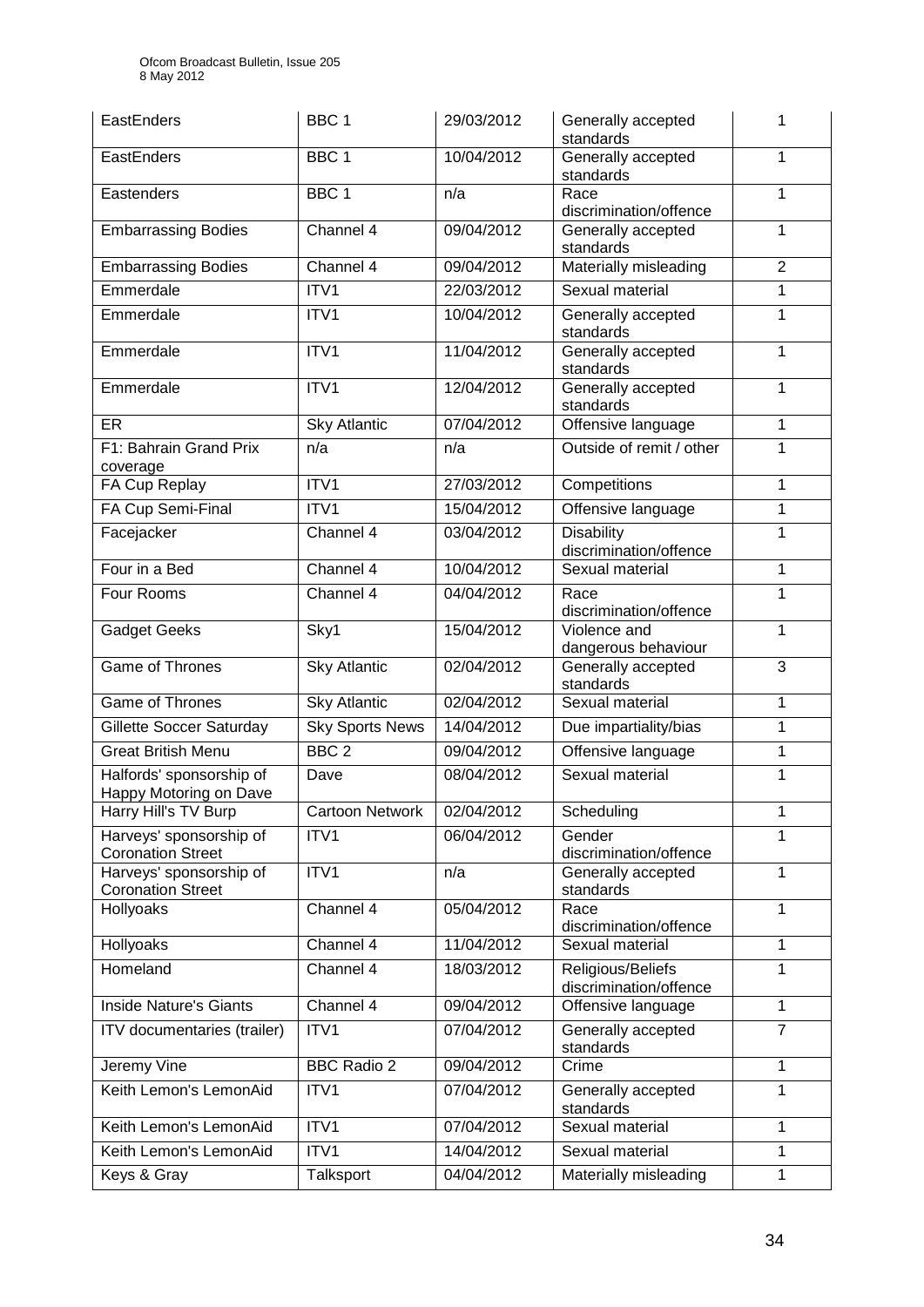| | | | | |
|---|---|---|---|---|
| EastEnders | BBC 1 | 29/03/2012 | Generally accepted standards | 1 |
| EastEnders | BBC 1 | 10/04/2012 | Generally accepted standards | 1 |
| Eastenders | BBC 1 | n/a | Race discrimination/offence | 1 |
| Embarrassing Bodies | Channel 4 | 09/04/2012 | Generally accepted standards | 1 |
| Embarrassing Bodies | Channel 4 | 09/04/2012 | Materially misleading | 2 |
| Emmerdale | ITV1 | 22/03/2012 | Sexual material | 1 |
| Emmerdale | ITV1 | 10/04/2012 | Generally accepted standards | 1 |
| Emmerdale | ITV1 | 11/04/2012 | Generally accepted standards | 1 |
| Emmerdale | ITV1 | 12/04/2012 | Generally accepted standards | 1 |
| ER | Sky Atlantic | 07/04/2012 | Offensive language | 1 |
| F1: Bahrain Grand Prix coverage | n/a | n/a | Outside of remit / other | 1 |
| FA Cup Replay | ITV1 | 27/03/2012 | Competitions | 1 |
| FA Cup Semi-Final | ITV1 | 15/04/2012 | Offensive language | 1 |
| Facejacker | Channel 4 | 03/04/2012 | Disability discrimination/offence | 1 |
| Four in a Bed | Channel 4 | 10/04/2012 | Sexual material | 1 |
| Four Rooms | Channel 4 | 04/04/2012 | Race discrimination/offence | 1 |
| Gadget Geeks | Sky1 | 15/04/2012 | Violence and dangerous behaviour | 1 |
| Game of Thrones | Sky Atlantic | 02/04/2012 | Generally accepted standards | 3 |
| Game of Thrones | Sky Atlantic | 02/04/2012 | Sexual material | 1 |
| Gillette Soccer Saturday | Sky Sports News | 14/04/2012 | Due impartiality/bias | 1 |
| Great British Menu | BBC 2 | 09/04/2012 | Offensive language | 1 |
| Halfords' sponsorship of Happy Motoring on Dave | Dave | 08/04/2012 | Sexual material | 1 |
| Harry Hill's TV Burp | Cartoon Network | 02/04/2012 | Scheduling | 1 |
| Harveys' sponsorship of Coronation Street | ITV1 | 06/04/2012 | Gender discrimination/offence | 1 |
| Harveys' sponsorship of Coronation Street | ITV1 | n/a | Generally accepted standards | 1 |
| Hollyoaks | Channel 4 | 05/04/2012 | Race discrimination/offence | 1 |
| Hollyoaks | Channel 4 | 11/04/2012 | Sexual material | 1 |
| Homeland | Channel 4 | 18/03/2012 | Religious/Beliefs discrimination/offence | 1 |
| Inside Nature's Giants | Channel 4 | 09/04/2012 | Offensive language | 1 |
| ITV documentaries (trailer) | ITV1 | 07/04/2012 | Generally accepted standards | 7 |
| Jeremy Vine | BBC Radio 2 | 09/04/2012 | Crime | 1 |
| Keith Lemon's LemonAid | ITV1 | 07/04/2012 | Generally accepted standards | 1 |
| Keith Lemon's LemonAid | ITV1 | 07/04/2012 | Sexual material | 1 |
| Keith Lemon's LemonAid | ITV1 | 14/04/2012 | Sexual material | 1 |
| Keys & Gray | Talksport | 04/04/2012 | Materially misleading | 1 |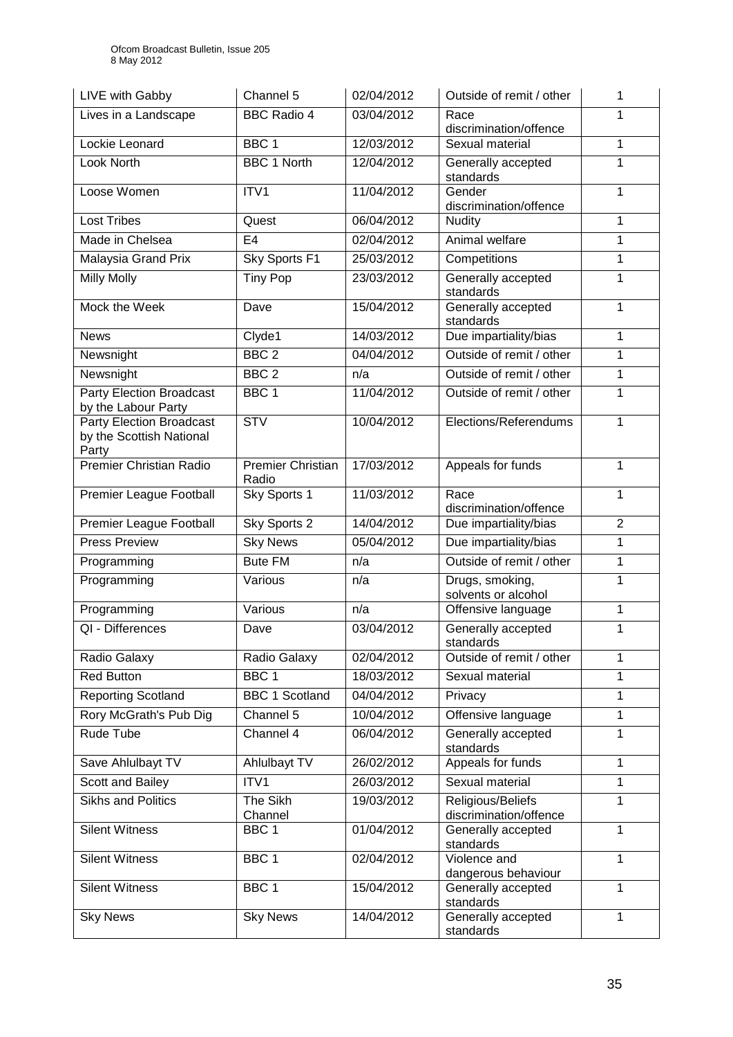| LIVE with Gabby | Channel 5 | 02/04/2012 | Outside of remit / other | 1 |
|---|---|---|---|---|
| Lives in a Landscape | BBC Radio 4 | 03/04/2012 | Race discrimination/offence | 1 |
| Lockie Leonard | BBC 1 | 12/03/2012 | Sexual material | 1 |
| Look North | BBC 1 North | 12/04/2012 | Generally accepted standards | 1 |
| Loose Women | ITV1 | 11/04/2012 | Gender discrimination/offence | 1 |
| Lost Tribes | Quest | 06/04/2012 | Nudity | 1 |
| Made in Chelsea | E4 | 02/04/2012 | Animal welfare | 1 |
| Malaysia Grand Prix | Sky Sports F1 | 25/03/2012 | Competitions | 1 |
| Milly Molly | Tiny Pop | 23/03/2012 | Generally accepted standards | 1 |
| Mock the Week | Dave | 15/04/2012 | Generally accepted standards | 1 |
| News | Clyde1 | 14/03/2012 | Due impartiality/bias | 1 |
| Newsnight | BBC 2 | 04/04/2012 | Outside of remit / other | 1 |
| Newsnight | BBC 2 | n/a | Outside of remit / other | 1 |
| Party Election Broadcast by the Labour Party | BBC 1 | 11/04/2012 | Outside of remit / other | 1 |
| Party Election Broadcast by the Scottish National Party | STV | 10/04/2012 | Elections/Referendums | 1 |
| Premier Christian Radio | Premier Christian Radio | 17/03/2012 | Appeals for funds | 1 |
| Premier League Football | Sky Sports 1 | 11/03/2012 | Race discrimination/offence | 1 |
| Premier League Football | Sky Sports 2 | 14/04/2012 | Due impartiality/bias | 2 |
| Press Preview | Sky News | 05/04/2012 | Due impartiality/bias | 1 |
| Programming | Bute FM | n/a | Outside of remit / other | 1 |
| Programming | Various | n/a | Drugs, smoking, solvents or alcohol | 1 |
| Programming | Various | n/a | Offensive language | 1 |
| QI - Differences | Dave | 03/04/2012 | Generally accepted standards | 1 |
| Radio Galaxy | Radio Galaxy | 02/04/2012 | Outside of remit / other | 1 |
| Red Button | BBC 1 | 18/03/2012 | Sexual material | 1 |
| Reporting Scotland | BBC 1 Scotland | 04/04/2012 | Privacy | 1 |
| Rory McGrath's Pub Dig | Channel 5 | 10/04/2012 | Offensive language | 1 |
| Rude Tube | Channel 4 | 06/04/2012 | Generally accepted standards | 1 |
| Save Ahlulbayt TV | Ahlulbayt TV | 26/02/2012 | Appeals for funds | 1 |
| Scott and Bailey | ITV1 | 26/03/2012 | Sexual material | 1 |
| Sikhs and Politics | The Sikh Channel | 19/03/2012 | Religious/Beliefs discrimination/offence | 1 |
| Silent Witness | BBC 1 | 01/04/2012 | Generally accepted standards | 1 |
| Silent Witness | BBC 1 | 02/04/2012 | Violence and dangerous behaviour | 1 |
| Silent Witness | BBC 1 | 15/04/2012 | Generally accepted standards | 1 |
| Sky News | Sky News | 14/04/2012 | Generally accepted standards | 1 |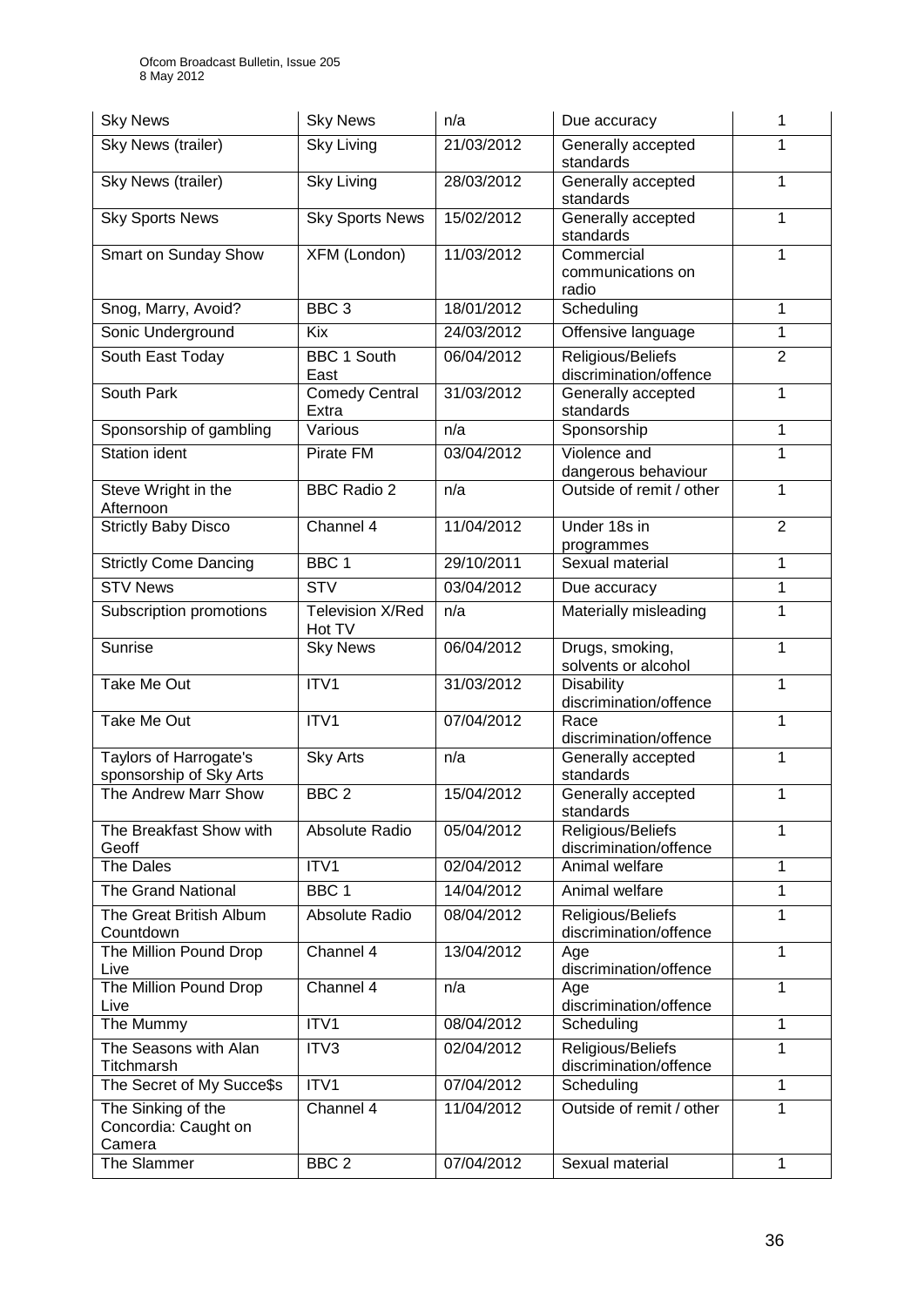| | | | | |
|---|---|---|---|---|
| Sky News | Sky News | n/a | Due accuracy | 1 |
| Sky News (trailer) | Sky Living | 21/03/2012 | Generally accepted standards | 1 |
| Sky News (trailer) | Sky Living | 28/03/2012 | Generally accepted standards | 1 |
| Sky Sports News | Sky Sports News | 15/02/2012 | Generally accepted standards | 1 |
| Smart on Sunday Show | XFM (London) | 11/03/2012 | Commercial communications on radio | 1 |
| Snog, Marry, Avoid? | BBC 3 | 18/01/2012 | Scheduling | 1 |
| Sonic Underground | Kix | 24/03/2012 | Offensive language | 1 |
| South East Today | BBC 1 South East | 06/04/2012 | Religious/Beliefs discrimination/offence | 2 |
| South Park | Comedy Central Extra | 31/03/2012 | Generally accepted standards | 1 |
| Sponsorship of gambling | Various | n/a | Sponsorship | 1 |
| Station ident | Pirate FM | 03/04/2012 | Violence and dangerous behaviour | 1 |
| Steve Wright in the Afternoon | BBC Radio 2 | n/a | Outside of remit / other | 1 |
| Strictly Baby Disco | Channel 4 | 11/04/2012 | Under 18s in programmes | 2 |
| Strictly Come Dancing | BBC 1 | 29/10/2011 | Sexual material | 1 |
| STV News | STV | 03/04/2012 | Due accuracy | 1 |
| Subscription promotions | Television X/Red Hot TV | n/a | Materially misleading | 1 |
| Sunrise | Sky News | 06/04/2012 | Drugs, smoking, solvents or alcohol | 1 |
| Take Me Out | ITV1 | 31/03/2012 | Disability discrimination/offence | 1 |
| Take Me Out | ITV1 | 07/04/2012 | Race discrimination/offence | 1 |
| Taylors of Harrogate's sponsorship of Sky Arts | Sky Arts | n/a | Generally accepted standards | 1 |
| The Andrew Marr Show | BBC 2 | 15/04/2012 | Generally accepted standards | 1 |
| The Breakfast Show with Geoff | Absolute Radio | 05/04/2012 | Religious/Beliefs discrimination/offence | 1 |
| The Dales | ITV1 | 02/04/2012 | Animal welfare | 1 |
| The Grand National | BBC 1 | 14/04/2012 | Animal welfare | 1 |
| The Great British Album Countdown | Absolute Radio | 08/04/2012 | Religious/Beliefs discrimination/offence | 1 |
| The Million Pound Drop Live | Channel 4 | 13/04/2012 | Age discrimination/offence | 1 |
| The Million Pound Drop Live | Channel 4 | n/a | Age discrimination/offence | 1 |
| The Mummy | ITV1 | 08/04/2012 | Scheduling | 1 |
| The Seasons with Alan Titchmarsh | ITV3 | 02/04/2012 | Religious/Beliefs discrimination/offence | 1 |
| The Secret of My Succe$s | ITV1 | 07/04/2012 | Scheduling | 1 |
| The Sinking of the Concordia: Caught on Camera | Channel 4 | 11/04/2012 | Outside of remit / other | 1 |
| The Slammer | BBC 2 | 07/04/2012 | Sexual material | 1 |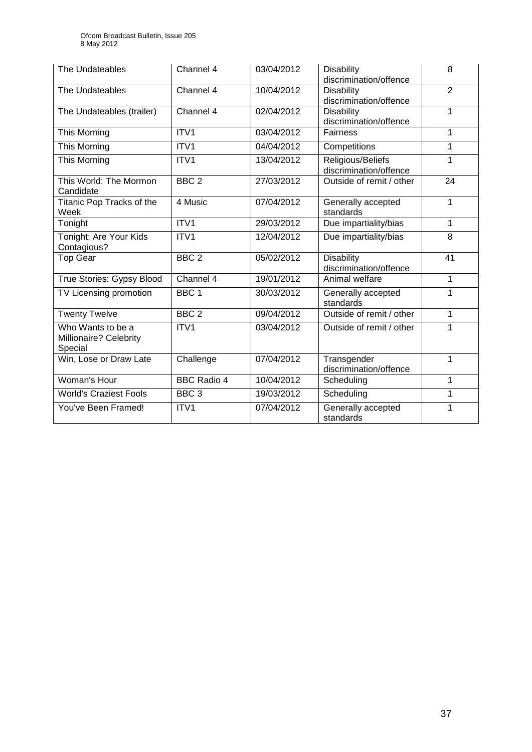| | | | | |
|---|---|---|---|---|
| The Undateables | Channel 4 | 03/04/2012 | Disability discrimination/offence | 8 |
| The Undateables | Channel 4 | 10/04/2012 | Disability discrimination/offence | 2 |
| The Undateables (trailer) | Channel 4 | 02/04/2012 | Disability discrimination/offence | 1 |
| This Morning | ITV1 | 03/04/2012 | Fairness | 1 |
| This Morning | ITV1 | 04/04/2012 | Competitions | 1 |
| This Morning | ITV1 | 13/04/2012 | Religious/Beliefs discrimination/offence | 1 |
| This World: The Mormon Candidate | BBC 2 | 27/03/2012 | Outside of remit / other | 24 |
| Titanic Pop Tracks of the Week | 4 Music | 07/04/2012 | Generally accepted standards | 1 |
| Tonight | ITV1 | 29/03/2012 | Due impartiality/bias | 1 |
| Tonight: Are Your Kids Contagious? | ITV1 | 12/04/2012 | Due impartiality/bias | 8 |
| Top Gear | BBC 2 | 05/02/2012 | Disability discrimination/offence | 41 |
| True Stories: Gypsy Blood | Channel 4 | 19/01/2012 | Animal welfare | 1 |
| TV Licensing promotion | BBC 1 | 30/03/2012 | Generally accepted standards | 1 |
| Twenty Twelve | BBC 2 | 09/04/2012 | Outside of remit / other | 1 |
| Who Wants to be a Millionaire? Celebrity Special | ITV1 | 03/04/2012 | Outside of remit / other | 1 |
| Win, Lose or Draw Late | Challenge | 07/04/2012 | Transgender discrimination/offence | 1 |
| Woman's Hour | BBC Radio 4 | 10/04/2012 | Scheduling | 1 |
| World's Craziest Fools | BBC 3 | 19/03/2012 | Scheduling | 1 |
| You've Been Framed! | ITV1 | 07/04/2012 | Generally accepted standards | 1 |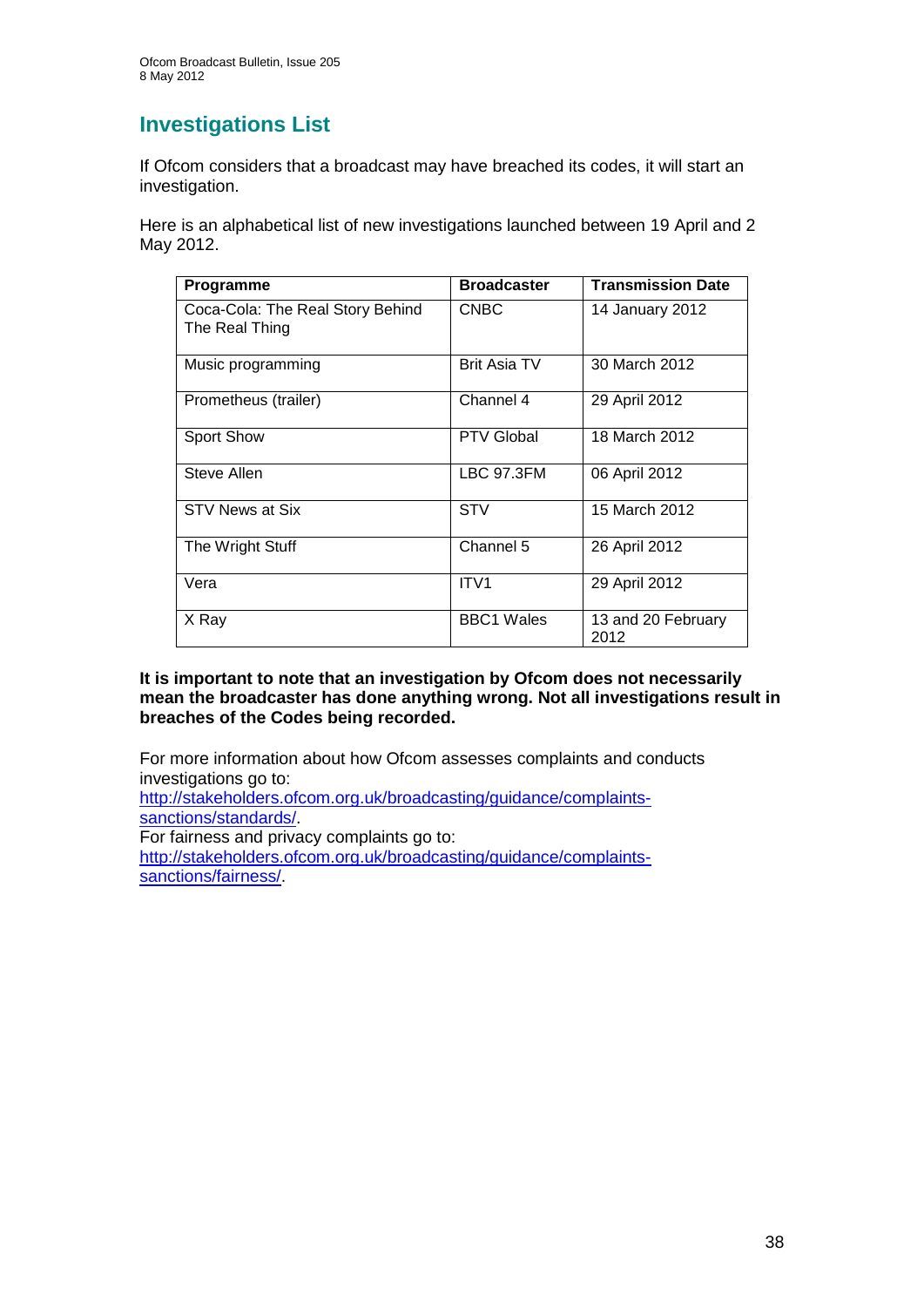## Investigations List

If Ofcom considers that a broadcast may have breached its codes, it will start an investigation.

Here is an alphabetical list of new investigations launched between 19 April and 2 May 2012.

| Programme | Broadcaster | Transmission Date |
|---|---|---|
| Coca-Cola: The Real Story Behind The Real Thing | CNBC | 14 January 2012 |
| Music programming | Brit Asia TV | 30 March 2012 |
| Prometheus (trailer) | Channel 4 | 29 April 2012 |
| Sport Show | PTV Global | 18 March 2012 |
| Steve Allen | LBC 97.3FM | 06 April 2012 |
| STV News at Six | STV | 15 March 2012 |
| The Wright Stuff | Channel 5 | 26 April 2012 |
| Vera | ITV1 | 29 April 2012 |
| X Ray | BBC1 Wales | 13 and 20 February 2012 |

**It is important to note that an investigation by Ofcom does not necessarily mean the broadcaster has done anything wrong. Not all investigations result in breaches of the Codes being recorded.**

For more information about how Ofcom assesses complaints and conducts investigations go to:
[http://stakeholders.ofcom.org.uk/broadcasting/guidance/complaints-sanctions/standards/](http://stakeholders.ofcom.org.uk/broadcasting/guidance/complaints-sanctions/standards/).
For fairness and privacy complaints go to:
[http://stakeholders.ofcom.org.uk/broadcasting/guidance/complaints-sanctions/fairness/](http://stakeholders.ofcom.org.uk/broadcasting/guidance/complaints-sanctions/fairness/).